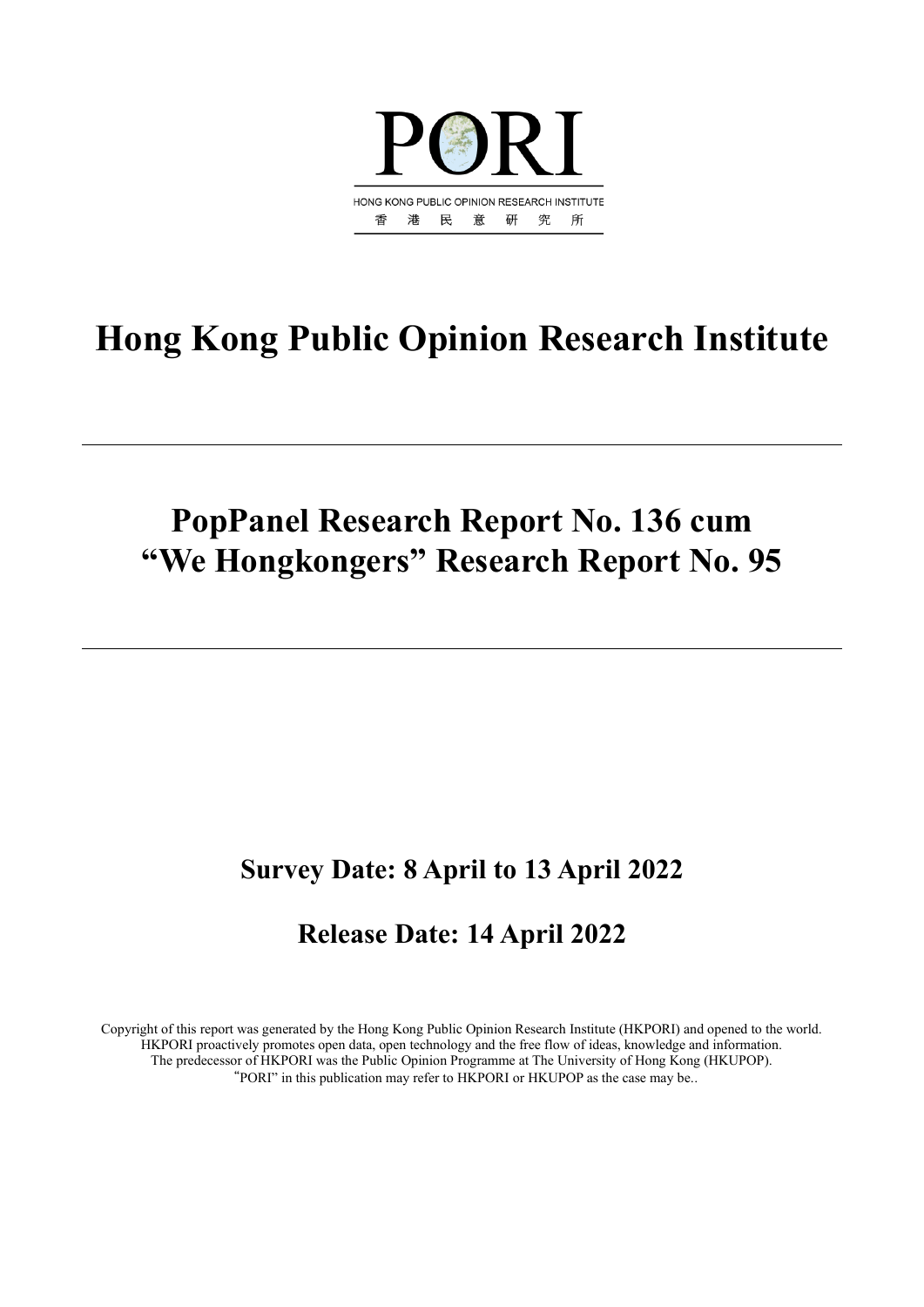PORI

HONG KONG PUBLIC OPINION RESEARCH INSTITUTE

香 港 民 意 研 究 所

# Hong Kong Public Opinion Research Institute

---

# PopPanel Research Report No. 136 cum "We Hongkongers" Research Report No. 95

---

## Survey Date: 8 April to 13 April 2022

## Release Date: 14 April 2022

Copyright of this report was generated by the Hong Kong Public Opinion Research Institute (HKPORI) and opened to the world. HKPORI proactively promotes open data, open technology and the free flow of ideas, knowledge and information. The predecessor of HKPORI was the Public Opinion Programme at The University of Hong Kong (HKUPOP). "PORI" in this publication may refer to HKPORI or HKUPOP as the case may be..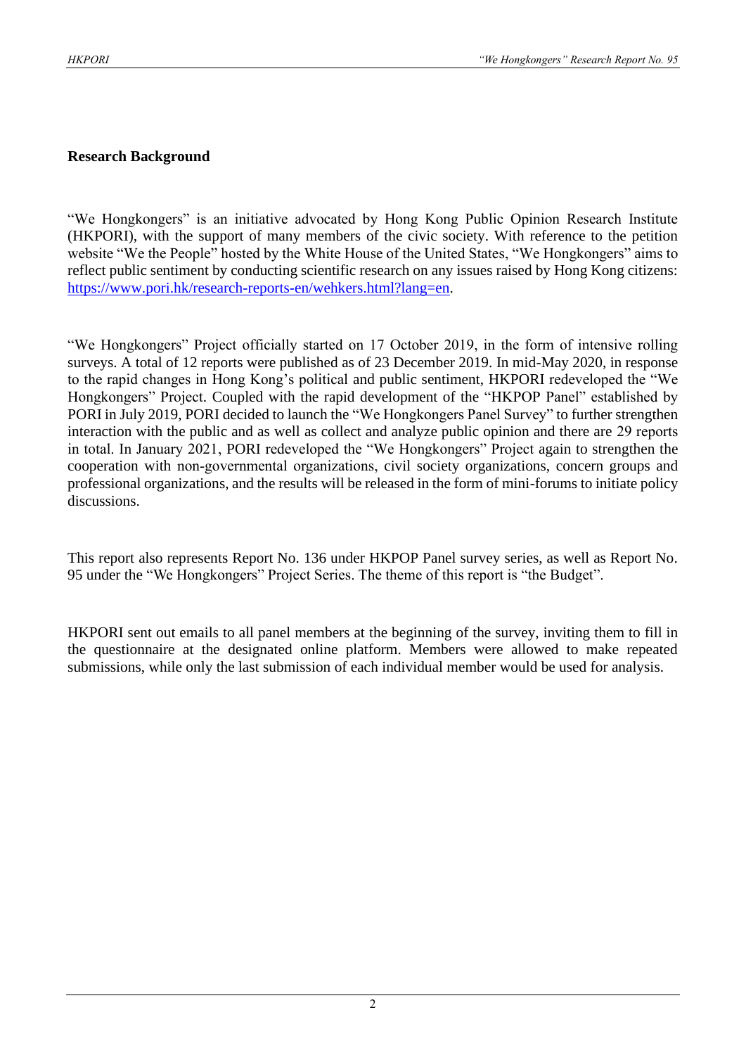## Research Background

"We Hongkongers" is an initiative advocated by Hong Kong Public Opinion Research Institute (HKPORI), with the support of many members of the civic society. With reference to the petition website "We the People" hosted by the White House of the United States, "We Hongkongers" aims to reflect public sentiment by conducting scientific research on any issues raised by Hong Kong citizens: https://www.pori.hk/research-reports-en/wehkers.html?lang=en.

"We Hongkongers" Project officially started on 17 October 2019, in the form of intensive rolling surveys. A total of 12 reports were published as of 23 December 2019. In mid-May 2020, in response to the rapid changes in Hong Kong's political and public sentiment, HKPORI redeveloped the "We Hongkongers" Project. Coupled with the rapid development of the "HKPOP Panel" established by PORI in July 2019, PORI decided to launch the "We Hongkongers Panel Survey" to further strengthen interaction with the public and as well as collect and analyze public opinion and there are 29 reports in total. In January 2021, PORI redeveloped the "We Hongkongers" Project again to strengthen the cooperation with non-governmental organizations, civil society organizations, concern groups and professional organizations, and the results will be released in the form of mini-forums to initiate policy discussions.

This report also represents Report No. 136 under HKPOP Panel survey series, as well as Report No. 95 under the "We Hongkongers" Project Series. The theme of this report is "the Budget".

HKPORI sent out emails to all panel members at the beginning of the survey, inviting them to fill in the questionnaire at the designated online platform. Members were allowed to make repeated submissions, while only the last submission of each individual member would be used for analysis.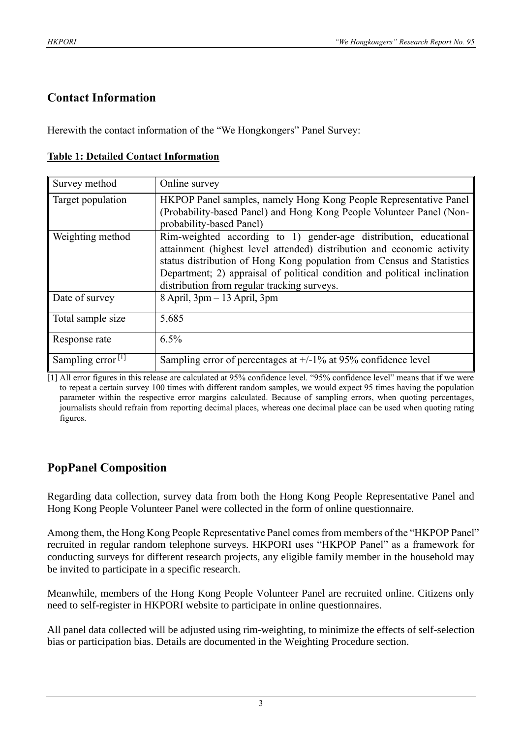## Contact Information

Herewith the contact information of the "We Hongkongers" Panel Survey:

**Table 1: Detailed Contact Information**

| Survey method | Online survey |
|---|---|
| Target population | HKPOP Panel samples, namely Hong Kong People Representative Panel (Probability-based Panel) and Hong Kong People Volunteer Panel (Non-probability-based Panel) |
| Weighting method | Rim-weighted according to 1) gender-age distribution, educational attainment (highest level attended) distribution and economic activity status distribution of Hong Kong population from Census and Statistics Department; 2) appraisal of political condition and political inclination distribution from regular tracking surveys. |
| Date of survey | 8 April, 3pm – 13 April, 3pm |
| Total sample size | 5,685 |
| Response rate | 6.5% |
| Sampling error [1] | Sampling error of percentages at +/-1% at 95% confidence level |

[1] All error figures in this release are calculated at 95% confidence level. "95% confidence level" means that if we were to repeat a certain survey 100 times with different random samples, we would expect 95 times having the population parameter within the respective error margins calculated. Because of sampling errors, when quoting percentages, journalists should refrain from reporting decimal places, whereas one decimal place can be used when quoting rating figures.

## PopPanel Composition

Regarding data collection, survey data from both the Hong Kong People Representative Panel and Hong Kong People Volunteer Panel were collected in the form of online questionnaire.

Among them, the Hong Kong People Representative Panel comes from members of the "HKPOP Panel" recruited in regular random telephone surveys. HKPORI uses "HKPOP Panel" as a framework for conducting surveys for different research projects, any eligible family member in the household may be invited to participate in a specific research.

Meanwhile, members of the Hong Kong People Volunteer Panel are recruited online. Citizens only need to self-register in HKPORI website to participate in online questionnaires.

All panel data collected will be adjusted using rim-weighting, to minimize the effects of self-selection bias or participation bias. Details are documented in the Weighting Procedure section.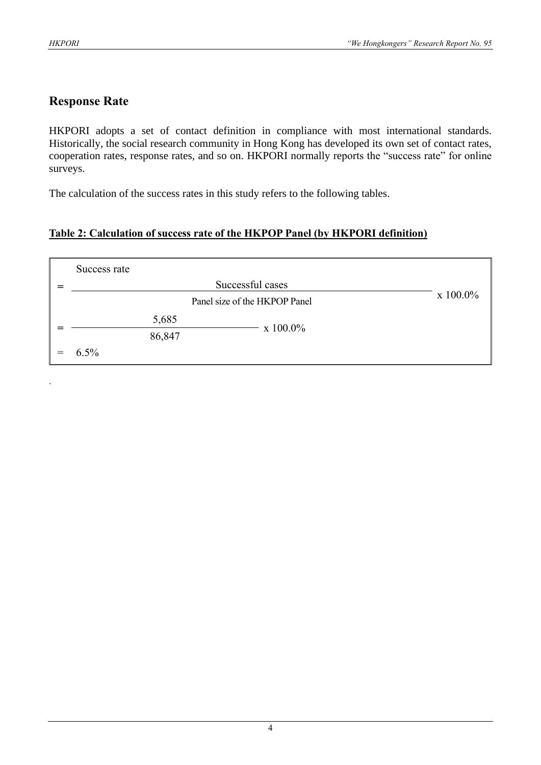## Response Rate

HKPORI adopts a set of contact definition in compliance with most international standards. Historically, the social research community in Hong Kong has developed its own set of contact rates, cooperation rates, response rates, and so on. HKPORI normally reports the "success rate" for online surveys.

The calculation of the success rates in this study refers to the following tables.

**Table 2: Calculation of success rate of the HKPOP Panel (by HKPORI definition)**

Success rate

$$= \frac{\text{Successful cases}}{\text{Panel size of the HKPOP Panel}} \times 100.0\%$$

$$= \frac{5{,}685}{86{,}847} \times 100.0\%$$

$$= 6.5\%$$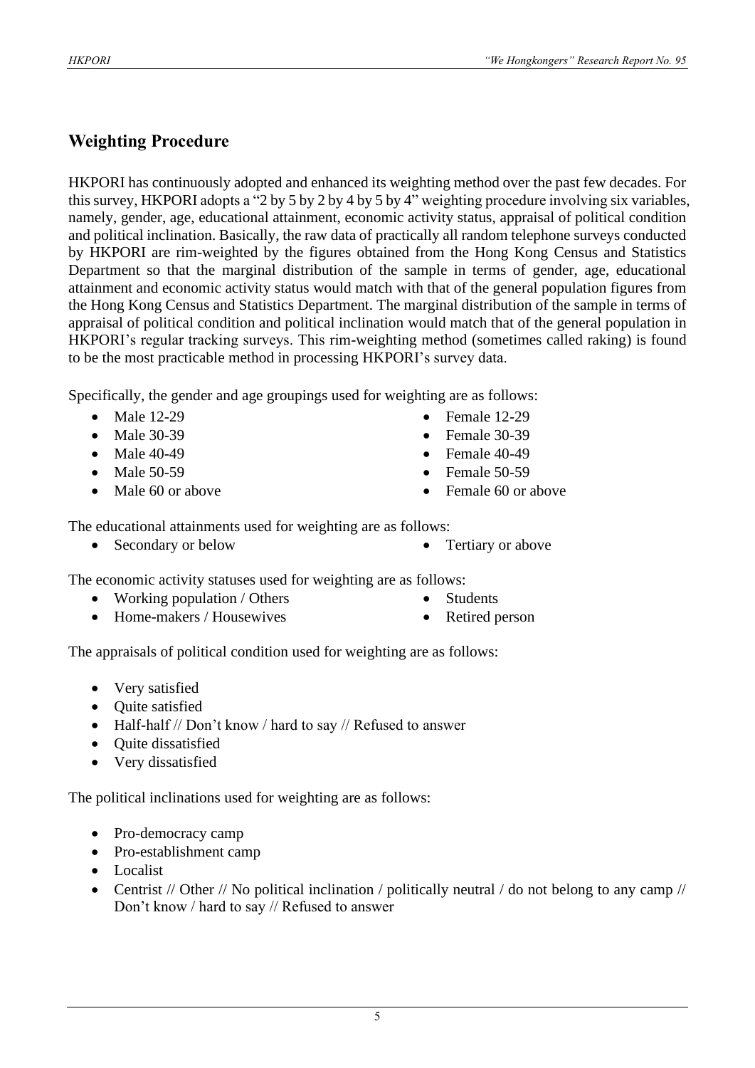## Weighting Procedure

HKPORI has continuously adopted and enhanced its weighting method over the past few decades. For this survey, HKPORI adopts a "2 by 5 by 2 by 4 by 5 by 4" weighting procedure involving six variables, namely, gender, age, educational attainment, economic activity status, appraisal of political condition and political inclination. Basically, the raw data of practically all random telephone surveys conducted by HKPORI are rim-weighted by the figures obtained from the Hong Kong Census and Statistics Department so that the marginal distribution of the sample in terms of gender, age, educational attainment and economic activity status would match with that of the general population figures from the Hong Kong Census and Statistics Department. The marginal distribution of the sample in terms of appraisal of political condition and political inclination would match that of the general population in HKPORI's regular tracking surveys. This rim-weighting method (sometimes called raking) is found to be the most practicable method in processing HKPORI's survey data.

Specifically, the gender and age groupings used for weighting are as follows:

- Male 12-29
- Male 30-39
- Male 40-49
- Male 50-59
- Male 60 or above
- Female 12-29
- Female 30-39
- Female 40-49
- Female 50-59
- Female 60 or above

The educational attainments used for weighting are as follows:

- Secondary or below
- Tertiary or above

The economic activity statuses used for weighting are as follows:

- Working population / Others
- Home-makers / Housewives
- Students
- Retired person

The appraisals of political condition used for weighting are as follows:

- Very satisfied
- Quite satisfied
- Half-half // Don't know / hard to say // Refused to answer
- Quite dissatisfied
- Very dissatisfied

The political inclinations used for weighting are as follows:

- Pro-democracy camp
- Pro-establishment camp
- Localist
- Centrist // Other // No political inclination / politically neutral / do not belong to any camp // Don't know / hard to say // Refused to answer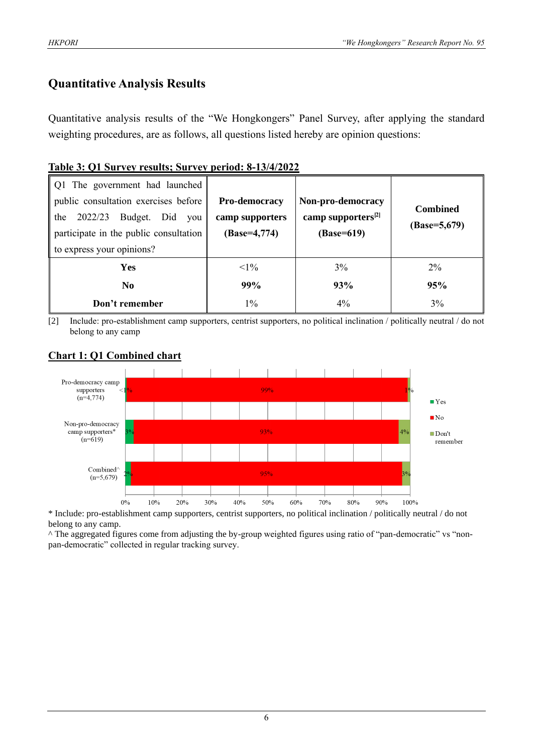## Quantitative Analysis Results

Quantitative analysis results of the "We Hongkongers" Panel Survey, after applying the standard weighting procedures, are as follows, all questions listed hereby are opinion questions:

**Table 3: Q1 Survey results; Survey period: 8-13/4/2022**

| Q1 The government had launched public consultation exercises before the 2022/23 Budget. Did you participate in the public consultation to express your opinions? | **Pro-democracy camp supporters (Base=4,774)** | **Non-pro-democracy camp supporters[2] (Base=619)** | **Combined (Base=5,679)** |
|---|---|---|---|
| **Yes** | <1% | 3% | 2% |
| **No** | **99%** | **93%** | **95%** |
| **Don't remember** | 1% | 4% | 3% |

[2] Include: pro-establishment camp supporters, centrist supporters, no political inclination / politically neutral / do not belong to any camp

**Chart 1: Q1 Combined chart**

| | Yes | No | Don't remember |
|---|---|---|---|
| Pro-democracy camp supporters (n=4,774) | <1% | 99% | 1% |
| Non-pro-democracy camp supporters* (n=619) | 3% | 93% | 4% |
| Combined^ (n=5,679) | 2% | 95% | 3% |

\* Include: pro-establishment camp supporters, centrist supporters, no political inclination / politically neutral / do not belong to any camp.

^ The aggregated figures come from adjusting the by-group weighted figures using ratio of "pan-democratic" vs "non-pan-democratic" collected in regular tracking survey.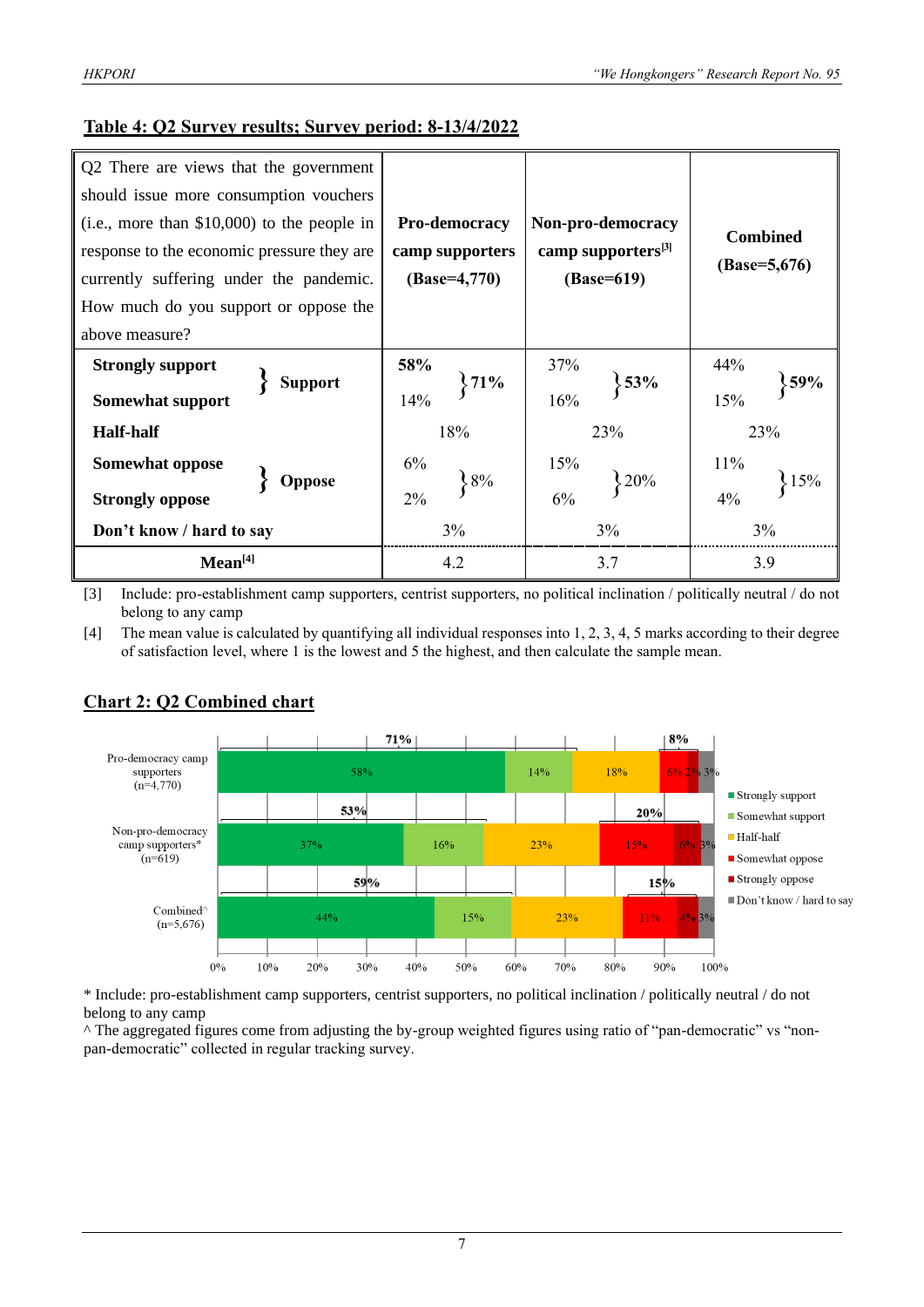**Table 4: Q2 Survey results; Survey period: 8-13/4/2022**

| Q2 There are views that the government should issue more consumption vouchers (i.e., more than $10,000) to the people in response to the economic pressure they are currently suffering under the pandemic. How much do you support or oppose the above measure? | | **Pro-democracy camp supporters (Base=4,770)** | | **Non-pro-democracy camp supporters[3] (Base=619)** | | **Combined (Base=5,676)** | |
|---|---|---|---|---|---|---|---|
| **Strongly support** | **Support** | **58%** | **71%** | 37% | **53%** | 44% | **59%** |
| **Somewhat support** | | 14% | | 16% | | 15% | |
| **Half-half** | | 18% | | 23% | | 23% | |
| **Somewhat oppose** | **Oppose** | 6% | 8% | 15% | 20% | 11% | 15% |
| **Strongly oppose** | | 2% | | 6% | | 4% | |
| **Don't know / hard to say** | | 3% | | 3% | | 3% | |
| **Mean[4]** | | 4.2 | | 3.7 | | 3.9 | |

[3] Include: pro-establishment camp supporters, centrist supporters, no political inclination / politically neutral / do not belong to any camp

[4] The mean value is calculated by quantifying all individual responses into 1, 2, 3, 4, 5 marks according to their degree of satisfaction level, where 1 is the lowest and 5 the highest, and then calculate the sample mean.

**Chart 2: Q2 Combined chart**

| | Strongly support | Somewhat support | Half-half | Somewhat oppose | Strongly oppose | Don't know / hard to say | Support | Oppose |
|---|---|---|---|---|---|---|---|---|
| Pro-democracy camp supporters (n=4,770) | 58% | 14% | 18% | 6% | 2% | 3% | 71% | 8% |
| Non-pro-democracy camp supporters* (n=619) | 37% | 16% | 23% | 15% | 6% | 3% | 53% | 20% |
| Combined^ (n=5,676) | 44% | 15% | 23% | 11% | 4% | 3% | 59% | 15% |

\* Include: pro-establishment camp supporters, centrist supporters, no political inclination / politically neutral / do not belong to any camp

^ The aggregated figures come from adjusting the by-group weighted figures using ratio of "pan-democratic" vs "non-pan-democratic" collected in regular tracking survey.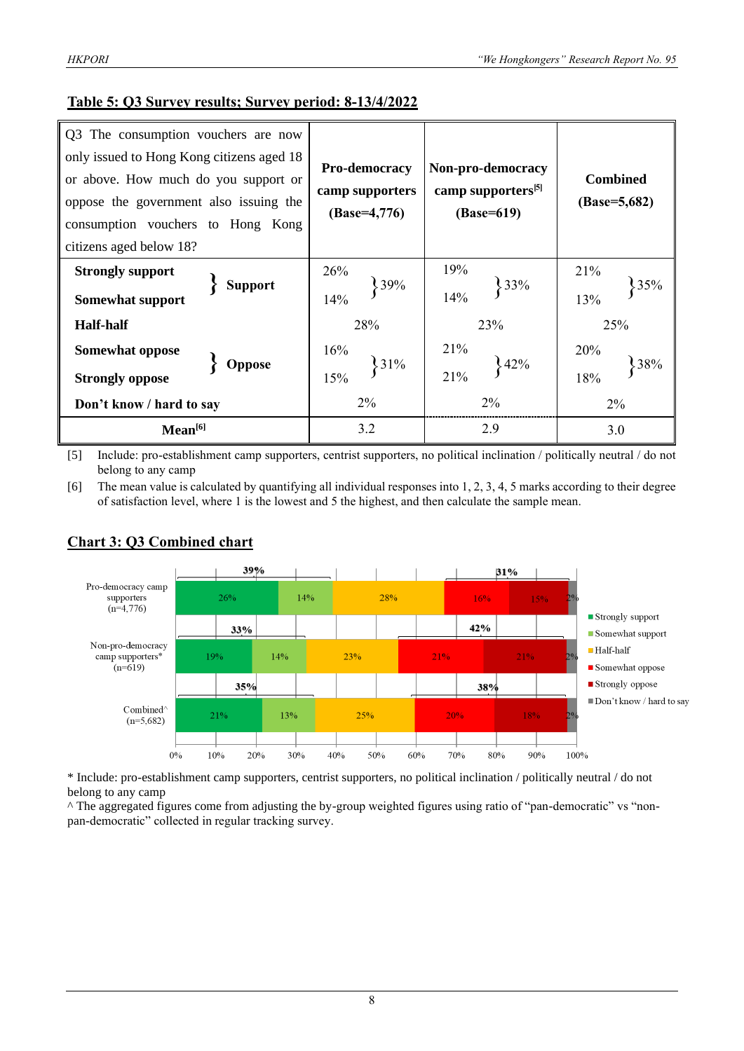**Table 5: Q3 Survey results; Survey period: 8-13/4/2022**

| Q3 The consumption vouchers are now only issued to Hong Kong citizens aged 18 or above. How much do you support or oppose the government also issuing the consumption vouchers to Hong Kong citizens aged below 18? | | Pro-democracy camp supporters (Base=4,776) | | Non-pro-democracy camp supporters[5] (Base=619) | | Combined (Base=5,682) | |
|---|---|---|---|---|---|---|---|
| **Strongly support** | **Support** | 26% | 39% | 19% | 33% | 21% | 35% |
| **Somewhat support** | | 14% | | 14% | | 13% | |
| **Half-half** | | 28% | | 23% | | 25% | |
| **Somewhat oppose** | **Oppose** | 16% | 31% | 21% | 42% | 20% | 38% |
| **Strongly oppose** | | 15% | | 21% | | 18% | |
| **Don't know / hard to say** | | 2% | | 2% | | 2% | |
| **Mean[6]** | | 3.2 | | 2.9 | | 3.0 | |

[5] Include: pro-establishment camp supporters, centrist supporters, no political inclination / politically neutral / do not belong to any camp

[6] The mean value is calculated by quantifying all individual responses into 1, 2, 3, 4, 5 marks according to their degree of satisfaction level, where 1 is the lowest and 5 the highest, and then calculate the sample mean.

**Chart 3: Q3 Combined chart**

| | Strongly support | Somewhat support | Half-half | Somewhat oppose | Strongly oppose | Don't know / hard to say |
|---|---|---|---|---|---|---|
| Pro-democracy camp supporters (n=4,776) | 26% | 14% | 28% | 16% | 15% | 2% |
| Non-pro-democracy camp supporters* (n=619) | 19% | 14% | 23% | 21% | 21% | 2% |
| Combined^ (n=5,682) | 21% | 13% | 25% | 20% | 18% | 2% |

Support totals: Pro-democracy camp supporters 39%; Non-pro-democracy camp supporters 33%; Combined 35%. Oppose totals: Pro-democracy camp supporters 31%; Non-pro-democracy camp supporters 42%; Combined 38%.

\* Include: pro-establishment camp supporters, centrist supporters, no political inclination / politically neutral / do not belong to any camp

^ The aggregated figures come from adjusting the by-group weighted figures using ratio of "pan-democratic" vs "non-pan-democratic" collected in regular tracking survey.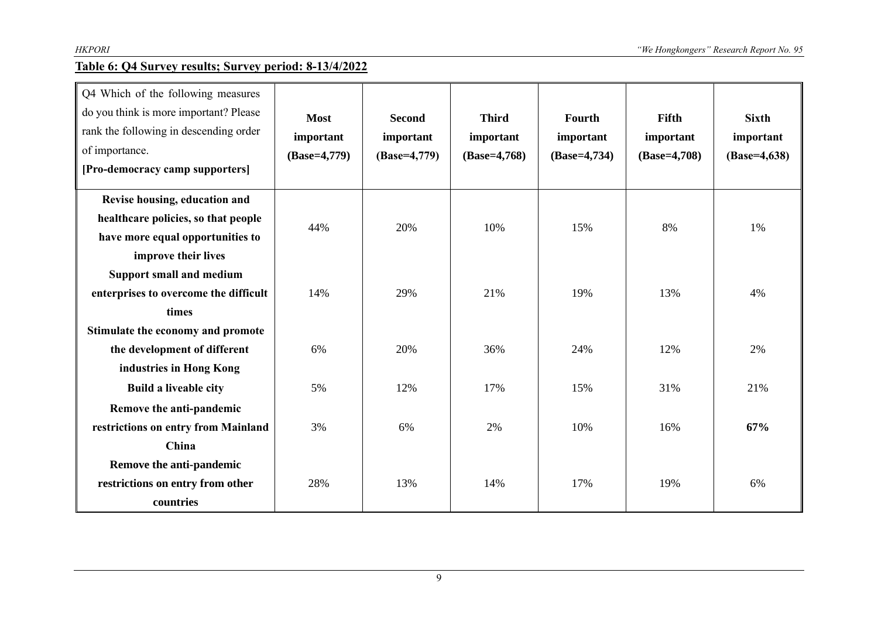**Table 6: Q4 Survey results; Survey period: 8-13/4/2022**

| Q4 Which of the following measures do you think is more important? Please rank the following in descending order of importance. **[Pro-democracy camp supporters]** | **Most important (Base=4,779)** | **Second important (Base=4,779)** | **Third important (Base=4,768)** | **Fourth important (Base=4,734)** | **Fifth important (Base=4,708)** | **Sixth important (Base=4,638)** |
|---|---|---|---|---|---|---|
| **Revise housing, education and healthcare policies, so that people have more equal opportunities to improve their lives** | 44% | 20% | 10% | 15% | 8% | 1% |
| **Support small and medium enterprises to overcome the difficult times** | 14% | 29% | 21% | 19% | 13% | 4% |
| **Stimulate the economy and promote the development of different industries in Hong Kong** | 6% | 20% | 36% | 24% | 12% | 2% |
| **Build a liveable city** | 5% | 12% | 17% | 15% | 31% | 21% |
| **Remove the anti-pandemic restrictions on entry from Mainland China** | 3% | 6% | 2% | 10% | 16% | **67%** |
| **Remove the anti-pandemic restrictions on entry from other countries** | 28% | 13% | 14% | 17% | 19% | 6% |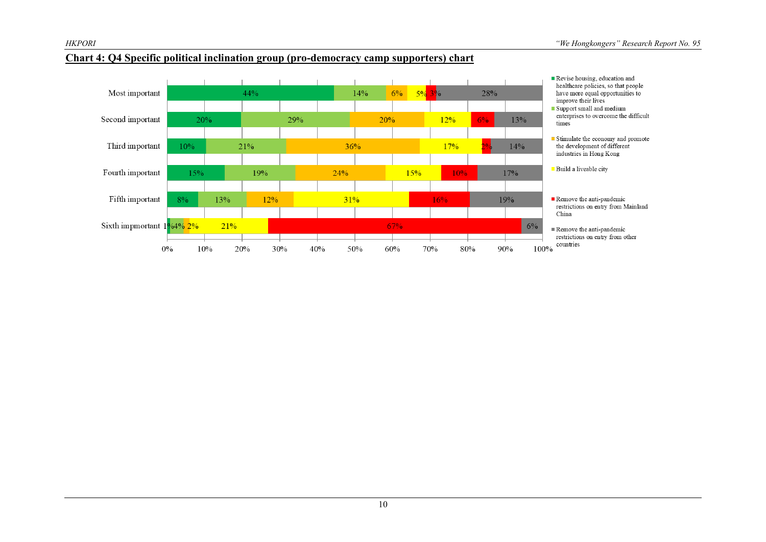## Chart 4: Q4 Specific political inclination group (pro-democracy camp supporters) chart

| | Revise housing, education and healthcare policies, so that people have more equal opportunities to improve their lives | Support small and medium enterprises to overcome the difficult times | Stimulate the economy and promote the development of different industries in Hong Kong | Build a liveable city | Remove the anti-pandemic restrictions on entry from Mainland China | Remove the anti-pandemic restrictions on entry from other countries |
|---|---|---|---|---|---|---|
| Most important | 44% | 14% | 6% | 5% | 3% | 28% |
| Second important | 20% | 29% | 20% | 12% | 6% | 13% |
| Third important | 10% | 21% | 36% | 17% | 2% | 14% |
| Fourth important | 15% | 19% | 24% | 15% | 10% | 17% |
| Fifth important | 8% | 13% | 12% | 31% | 16% | 19% |
| Sixth impmortant | 1% | 4% | 2% | 21% | 67% | 6% |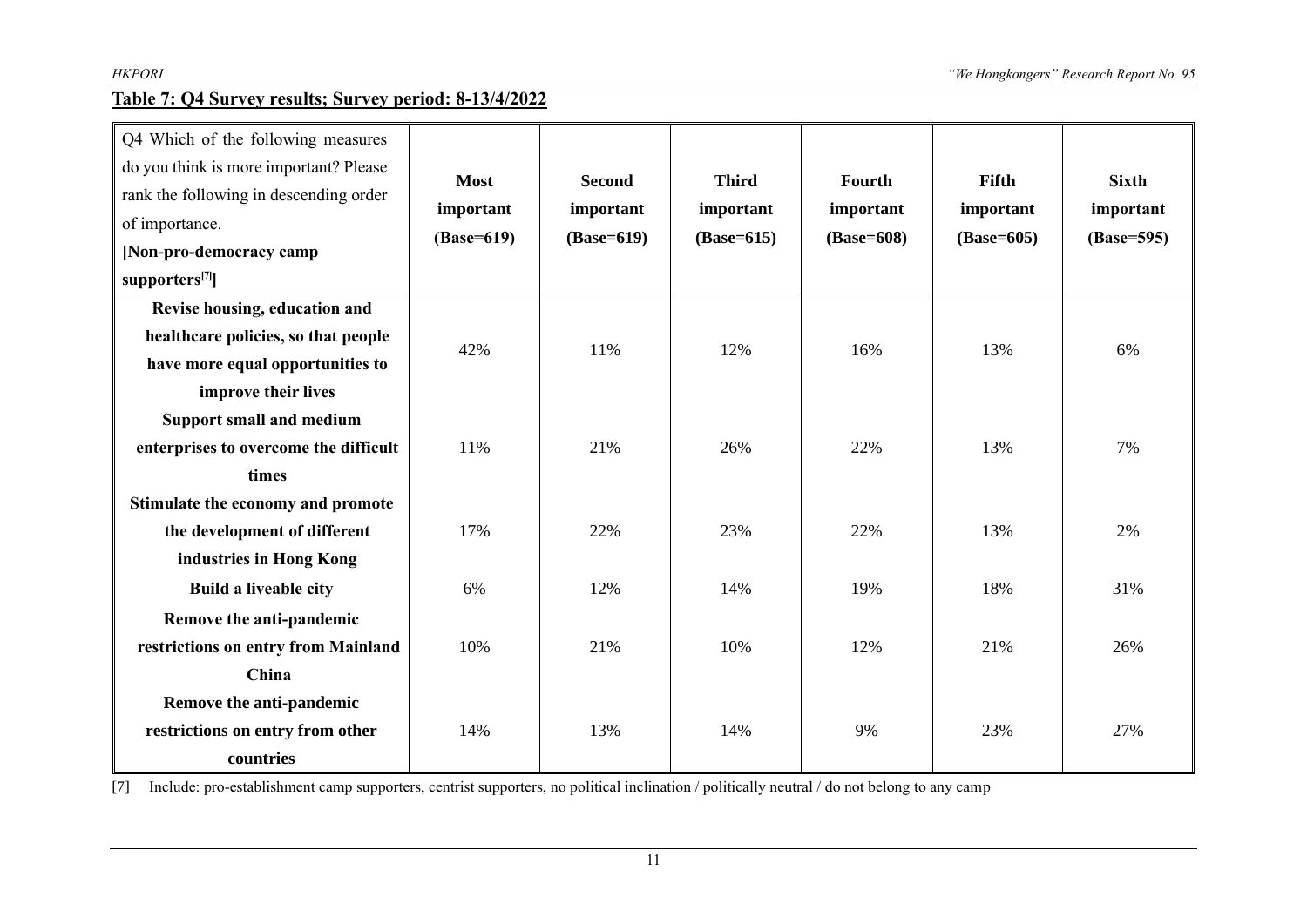**Table 7: Q4 Survey results; Survey period: 8-13/4/2022**

| Q4 Which of the following measures do you think is more important? Please rank the following in descending order of importance. **[Non-pro-democracy camp supporters[7]]** | **Most important (Base=619)** | **Second important (Base=619)** | **Third important (Base=615)** | **Fourth important (Base=608)** | **Fifth important (Base=605)** | **Sixth important (Base=595)** |
|---|---|---|---|---|---|---|
| **Revise housing, education and healthcare policies, so that people have more equal opportunities to improve their lives** | 42% | 11% | 12% | 16% | 13% | 6% |
| **Support small and medium enterprises to overcome the difficult times** | 11% | 21% | 26% | 22% | 13% | 7% |
| **Stimulate the economy and promote the development of different industries in Hong Kong** | 17% | 22% | 23% | 22% | 13% | 2% |
| **Build a liveable city** | 6% | 12% | 14% | 19% | 18% | 31% |
| **Remove the anti-pandemic restrictions on entry from Mainland China** | 10% | 21% | 10% | 12% | 21% | 26% |
| **Remove the anti-pandemic restrictions on entry from other countries** | 14% | 13% | 14% | 9% | 23% | 27% |

[7] Include: pro-establishment camp supporters, centrist supporters, no political inclination / politically neutral / do not belong to any camp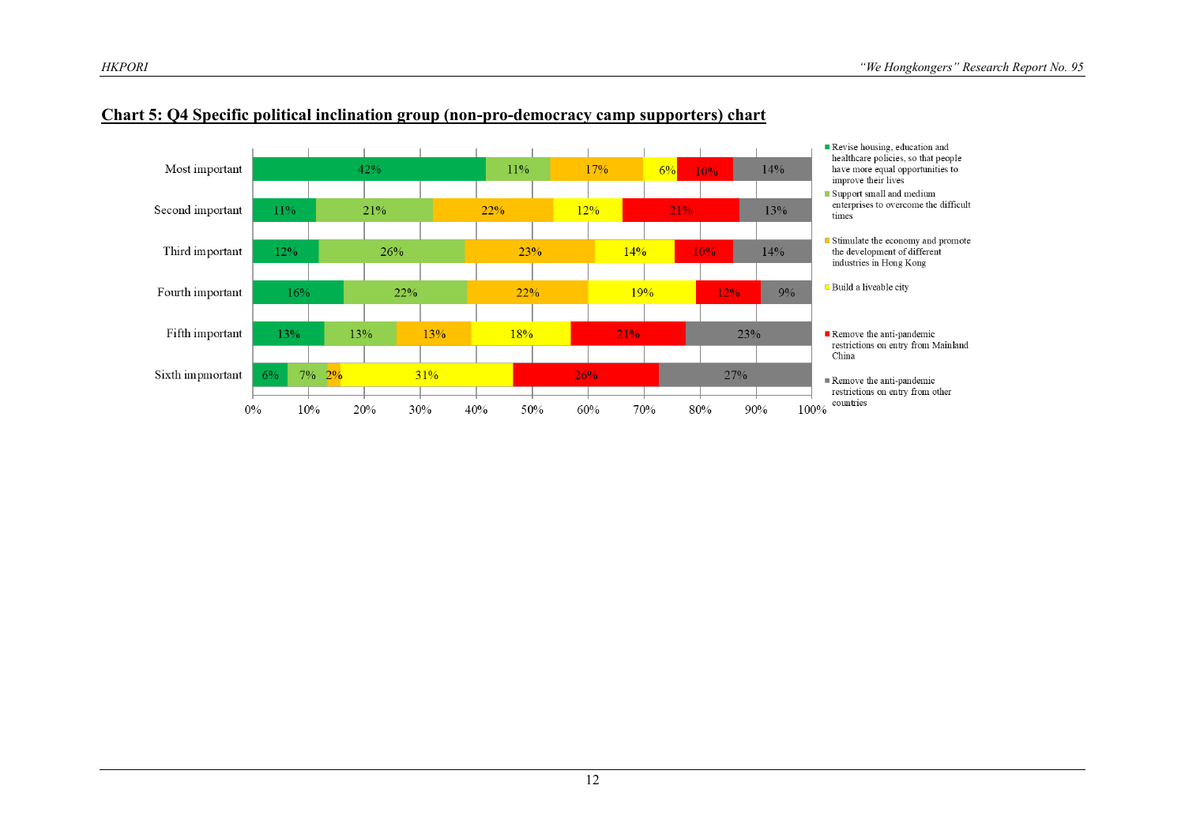## Chart 5: Q4 Specific political inclination group (non-pro-democracy camp supporters) chart

| | Revise housing, education and healthcare policies, so that people have more equal opportunities to improve their lives | Support small and medium enterprises to overcome the difficult times | Stimulate the economy and promote the development of different industries in Hong Kong | Build a liveable city | Remove the anti-pandemic restrictions on entry from Mainland China | Remove the anti-pandemic restrictions on entry from other countries |
|---|---|---|---|---|---|---|
| Most important | 42% | 11% | 17% | 6% | 10% | 14% |
| Second important | 11% | 21% | 22% | 12% | 21% | 13% |
| Third important | 12% | 26% | 23% | 14% | 10% | 14% |
| Fourth important | 16% | 22% | 22% | 19% | 12% | 9% |
| Fifth important | 13% | 13% | 13% | 18% | 21% | 23% |
| Sixth impmortant | 6% | 7% | 2% | 31% | 26% | 27% |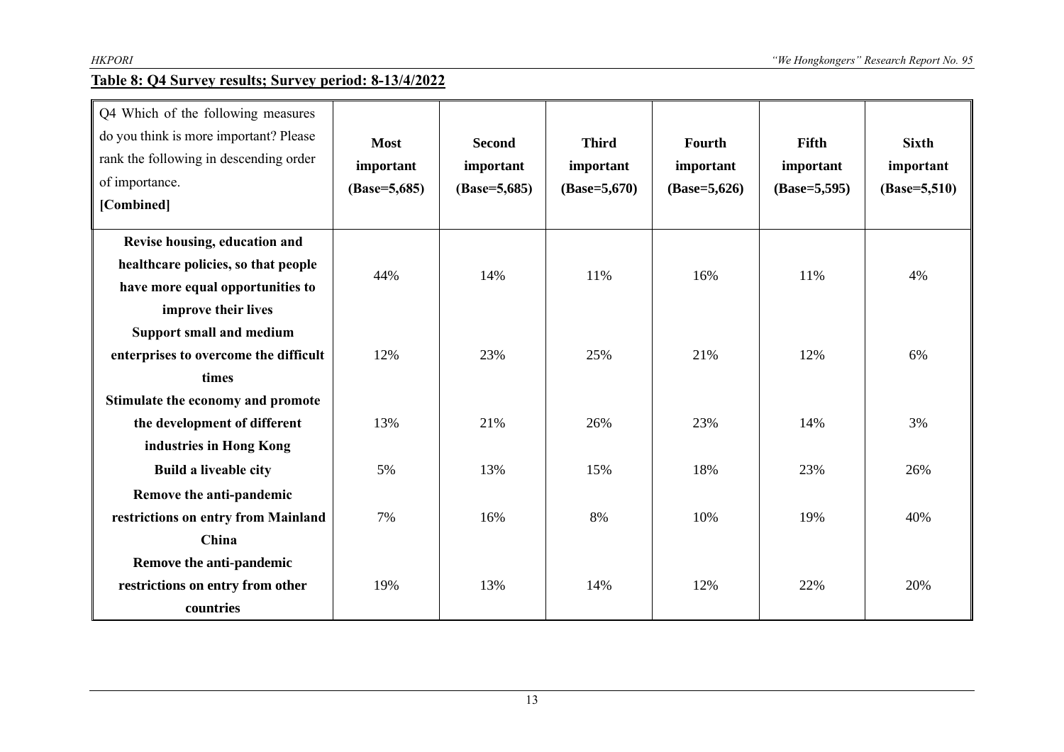**Table 8: Q4 Survey results; Survey period: 8-13/4/2022**

| Q4 Which of the following measures do you think is more important? Please rank the following in descending order of importance. **[Combined]** | **Most important (Base=5,685)** | **Second important (Base=5,685)** | **Third important (Base=5,670)** | **Fourth important (Base=5,626)** | **Fifth important (Base=5,595)** | **Sixth important (Base=5,510)** |
|---|---|---|---|---|---|---|
| **Revise housing, education and healthcare policies, so that people have more equal opportunities to improve their lives** | 44% | 14% | 11% | 16% | 11% | 4% |
| **Support small and medium enterprises to overcome the difficult times** | 12% | 23% | 25% | 21% | 12% | 6% |
| **Stimulate the economy and promote the development of different industries in Hong Kong** | 13% | 21% | 26% | 23% | 14% | 3% |
| **Build a liveable city** | 5% | 13% | 15% | 18% | 23% | 26% |
| **Remove the anti-pandemic restrictions on entry from Mainland China** | 7% | 16% | 8% | 10% | 19% | 40% |
| **Remove the anti-pandemic restrictions on entry from other countries** | 19% | 13% | 14% | 12% | 22% | 20% |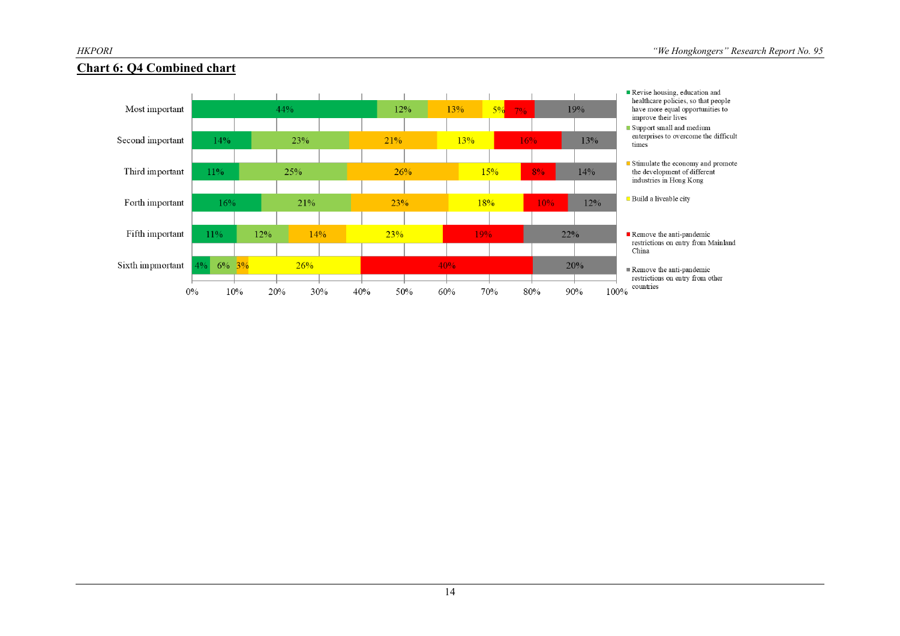## Chart 6: Q4 Combined chart

| | Revise housing, education and healthcare policies, so that people have more equal opportunities to improve their lives | Support small and medium enterprises to overcome the difficult times | Stimulate the economy and promote the development of different industries in Hong Kong | Build a liveable city | Remove the anti-pandemic restrictions on entry from Mainland China | Remove the anti-pandemic restrictions on entry from other countries |
|---|---|---|---|---|---|---|
| Most important | 44% | 12% | 13% | 5% | 7% | 19% |
| Second important | 14% | 23% | 21% | 13% | 16% | 13% |
| Third important | 11% | 25% | 26% | 15% | 8% | 14% |
| Forth important | 16% | 21% | 23% | 18% | 10% | 12% |
| Fifth important | 11% | 12% | 14% | 23% | 19% | 22% |
| Sixth impmortant | 4% | 6% | 3% | 26% | 40% | 20% |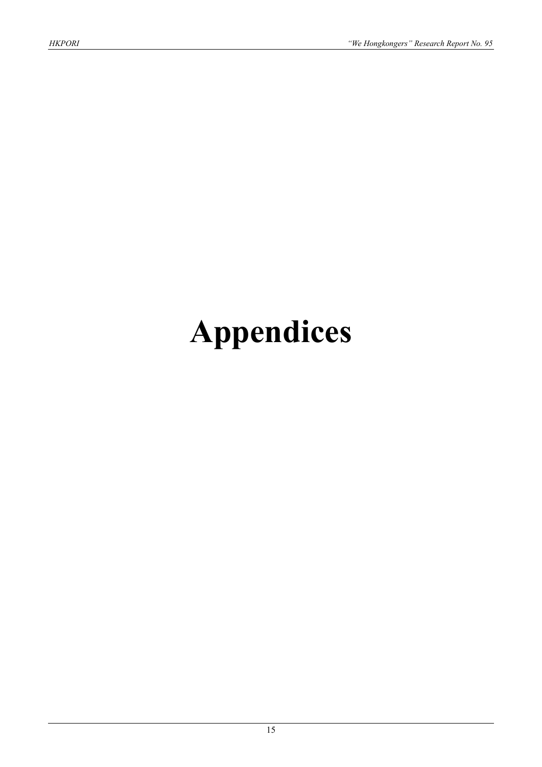# Appendices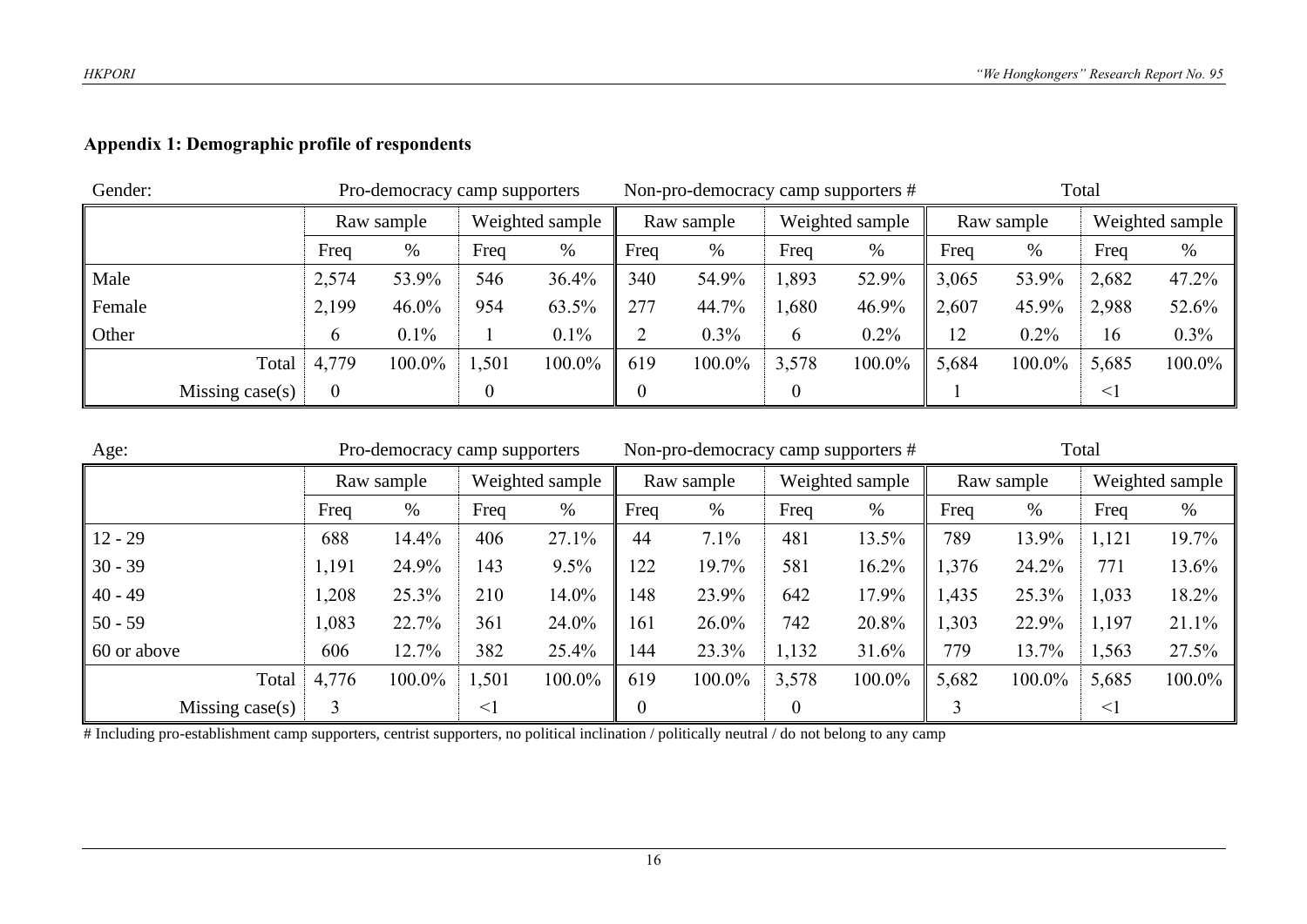## Appendix 1: Demographic profile of respondents

| Gender: | Pro-democracy camp supporters | | | | Non-pro-democracy camp supporters # | | | | Total | | | |
|---|---|---|---|---|---|---|---|---|---|---|---|---|
| | Raw sample | | Weighted sample | | Raw sample | | Weighted sample | | Raw sample | | Weighted sample | |
| | Freq | % | Freq | % | Freq | % | Freq | % | Freq | % | Freq | % |
| Male | 2,574 | 53.9% | 546 | 36.4% | 340 | 54.9% | 1,893 | 52.9% | 3,065 | 53.9% | 2,682 | 47.2% |
| Female | 2,199 | 46.0% | 954 | 63.5% | 277 | 44.7% | 1,680 | 46.9% | 2,607 | 45.9% | 2,988 | 52.6% |
| Other | 6 | 0.1% | 1 | 0.1% | 2 | 0.3% | 6 | 0.2% | 12 | 0.2% | 16 | 0.3% |
| Total | 4,779 | 100.0% | 1,501 | 100.0% | 619 | 100.0% | 3,578 | 100.0% | 5,684 | 100.0% | 5,685 | 100.0% |
| Missing case(s) | 0 | | 0 | | 0 | | 0 | | 1 | | <1 | |

| Age: | Pro-democracy camp supporters | | | | Non-pro-democracy camp supporters # | | | | Total | | | |
|---|---|---|---|---|---|---|---|---|---|---|---|---|
| | Raw sample | | Weighted sample | | Raw sample | | Weighted sample | | Raw sample | | Weighted sample | |
| | Freq | % | Freq | % | Freq | % | Freq | % | Freq | % | Freq | % |
| 12 - 29 | 688 | 14.4% | 406 | 27.1% | 44 | 7.1% | 481 | 13.5% | 789 | 13.9% | 1,121 | 19.7% |
| 30 - 39 | 1,191 | 24.9% | 143 | 9.5% | 122 | 19.7% | 581 | 16.2% | 1,376 | 24.2% | 771 | 13.6% |
| 40 - 49 | 1,208 | 25.3% | 210 | 14.0% | 148 | 23.9% | 642 | 17.9% | 1,435 | 25.3% | 1,033 | 18.2% |
| 50 - 59 | 1,083 | 22.7% | 361 | 24.0% | 161 | 26.0% | 742 | 20.8% | 1,303 | 22.9% | 1,197 | 21.1% |
| 60 or above | 606 | 12.7% | 382 | 25.4% | 144 | 23.3% | 1,132 | 31.6% | 779 | 13.7% | 1,563 | 27.5% |
| Total | 4,776 | 100.0% | 1,501 | 100.0% | 619 | 100.0% | 3,578 | 100.0% | 5,682 | 100.0% | 5,685 | 100.0% |
| Missing case(s) | 3 | | <1 | | 0 | | 0 | | 3 | | <1 | |

# Including pro-establishment camp supporters, centrist supporters, no political inclination / politically neutral / do not belong to any camp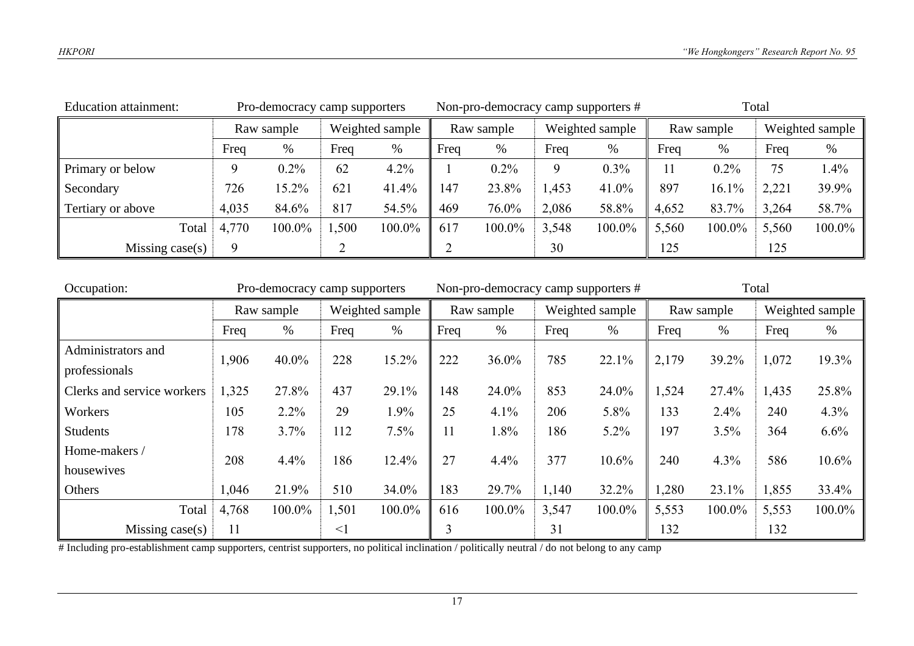| Education attainment: | Pro-democracy camp supporters | | | | Non-pro-democracy camp supporters # | | | | Total | | | |
|---|---|---|---|---|---|---|---|---|---|---|---|---|
| | Raw sample | | Weighted sample | | Raw sample | | Weighted sample | | Raw sample | | Weighted sample | |
| | Freq | % | Freq | % | Freq | % | Freq | % | Freq | % | Freq | % |
| Primary or below | 9 | 0.2% | 62 | 4.2% | 1 | 0.2% | 9 | 0.3% | 11 | 0.2% | 75 | 1.4% |
| Secondary | 726 | 15.2% | 621 | 41.4% | 147 | 23.8% | 1,453 | 41.0% | 897 | 16.1% | 2,221 | 39.9% |
| Tertiary or above | 4,035 | 84.6% | 817 | 54.5% | 469 | 76.0% | 2,086 | 58.8% | 4,652 | 83.7% | 3,264 | 58.7% |
| Total | 4,770 | 100.0% | 1,500 | 100.0% | 617 | 100.0% | 3,548 | 100.0% | 5,560 | 100.0% | 5,560 | 100.0% |
| Missing case(s) | 9 | | 2 | | 2 | | 30 | | 125 | | 125 | |

| Occupation: | Pro-democracy camp supporters | | | | Non-pro-democracy camp supporters # | | | | Total | | | |
|---|---|---|---|---|---|---|---|---|---|---|---|---|
| | Raw sample | | Weighted sample | | Raw sample | | Weighted sample | | Raw sample | | Weighted sample | |
| | Freq | % | Freq | % | Freq | % | Freq | % | Freq | % | Freq | % |
| Administrators and professionals | 1,906 | 40.0% | 228 | 15.2% | 222 | 36.0% | 785 | 22.1% | 2,179 | 39.2% | 1,072 | 19.3% |
| Clerks and service workers | 1,325 | 27.8% | 437 | 29.1% | 148 | 24.0% | 853 | 24.0% | 1,524 | 27.4% | 1,435 | 25.8% |
| Workers | 105 | 2.2% | 29 | 1.9% | 25 | 4.1% | 206 | 5.8% | 133 | 2.4% | 240 | 4.3% |
| Students | 178 | 3.7% | 112 | 7.5% | 11 | 1.8% | 186 | 5.2% | 197 | 3.5% | 364 | 6.6% |
| Home-makers / housewives | 208 | 4.4% | 186 | 12.4% | 27 | 4.4% | 377 | 10.6% | 240 | 4.3% | 586 | 10.6% |
| Others | 1,046 | 21.9% | 510 | 34.0% | 183 | 29.7% | 1,140 | 32.2% | 1,280 | 23.1% | 1,855 | 33.4% |
| Total | 4,768 | 100.0% | 1,501 | 100.0% | 616 | 100.0% | 3,547 | 100.0% | 5,553 | 100.0% | 5,553 | 100.0% |
| Missing case(s) | 11 | | <1 | | 3 | | 31 | | 132 | | 132 | |

# Including pro-establishment camp supporters, centrist supporters, no political inclination / politically neutral / do not belong to any camp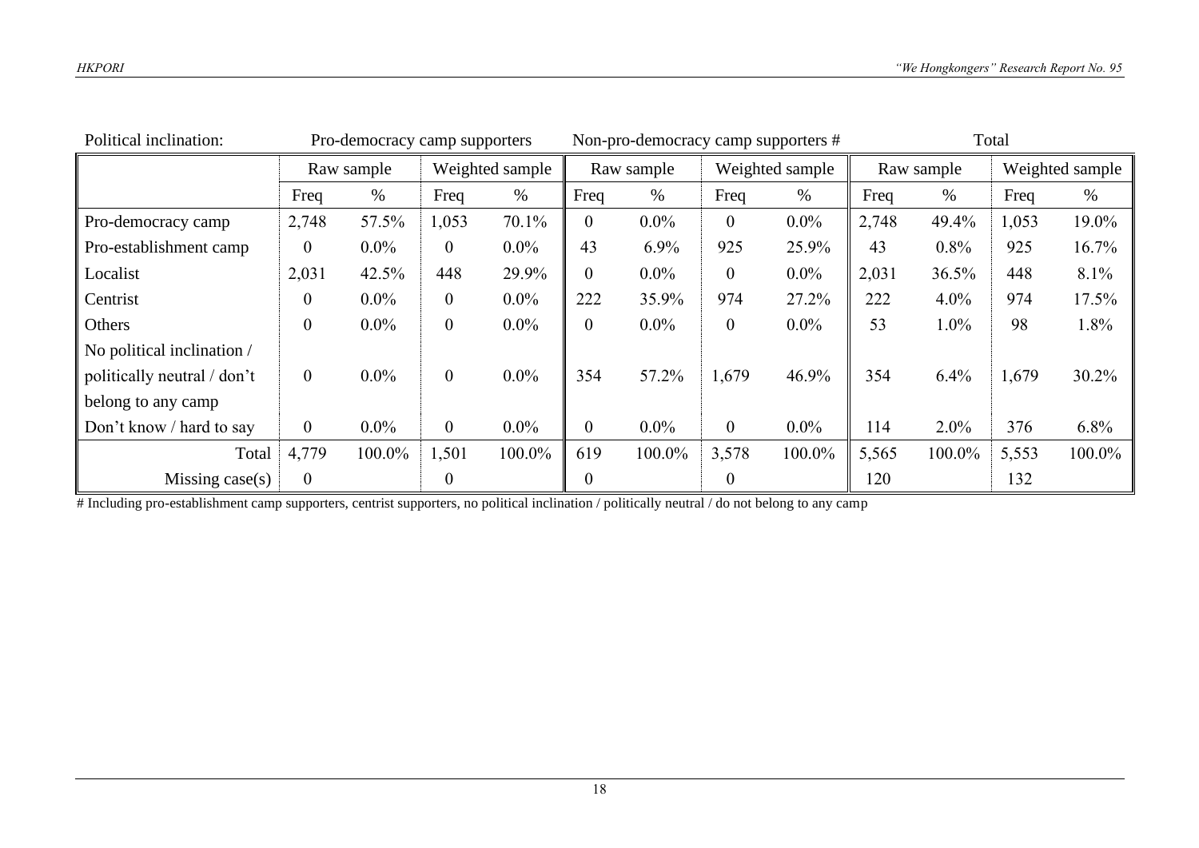| Political inclination: | Pro-democracy camp supporters | | | | Non-pro-democracy camp supporters # | | | | Total | | | |
|---|---|---|---|---|---|---|---|---|---|---|---|---|
| | Raw sample | | Weighted sample | | Raw sample | | Weighted sample | | Raw sample | | Weighted sample | |
| | Freq | % | Freq | % | Freq | % | Freq | % | Freq | % | Freq | % |
| Pro-democracy camp | 2,748 | 57.5% | 1,053 | 70.1% | 0 | 0.0% | 0 | 0.0% | 2,748 | 49.4% | 1,053 | 19.0% |
| Pro-establishment camp | 0 | 0.0% | 0 | 0.0% | 43 | 6.9% | 925 | 25.9% | 43 | 0.8% | 925 | 16.7% |
| Localist | 2,031 | 42.5% | 448 | 29.9% | 0 | 0.0% | 0 | 0.0% | 2,031 | 36.5% | 448 | 8.1% |
| Centrist | 0 | 0.0% | 0 | 0.0% | 222 | 35.9% | 974 | 27.2% | 222 | 4.0% | 974 | 17.5% |
| Others | 0 | 0.0% | 0 | 0.0% | 0 | 0.0% | 0 | 0.0% | 53 | 1.0% | 98 | 1.8% |
| No political inclination / politically neutral / don't belong to any camp | 0 | 0.0% | 0 | 0.0% | 354 | 57.2% | 1,679 | 46.9% | 354 | 6.4% | 1,679 | 30.2% |
| Don't know / hard to say | 0 | 0.0% | 0 | 0.0% | 0 | 0.0% | 0 | 0.0% | 114 | 2.0% | 376 | 6.8% |
| Total | 4,779 | 100.0% | 1,501 | 100.0% | 619 | 100.0% | 3,578 | 100.0% | 5,565 | 100.0% | 5,553 | 100.0% |
| Missing case(s) | 0 | | 0 | | 0 | | 0 | | 120 | | 132 | |

# Including pro-establishment camp supporters, centrist supporters, no political inclination / politically neutral / do not belong to any camp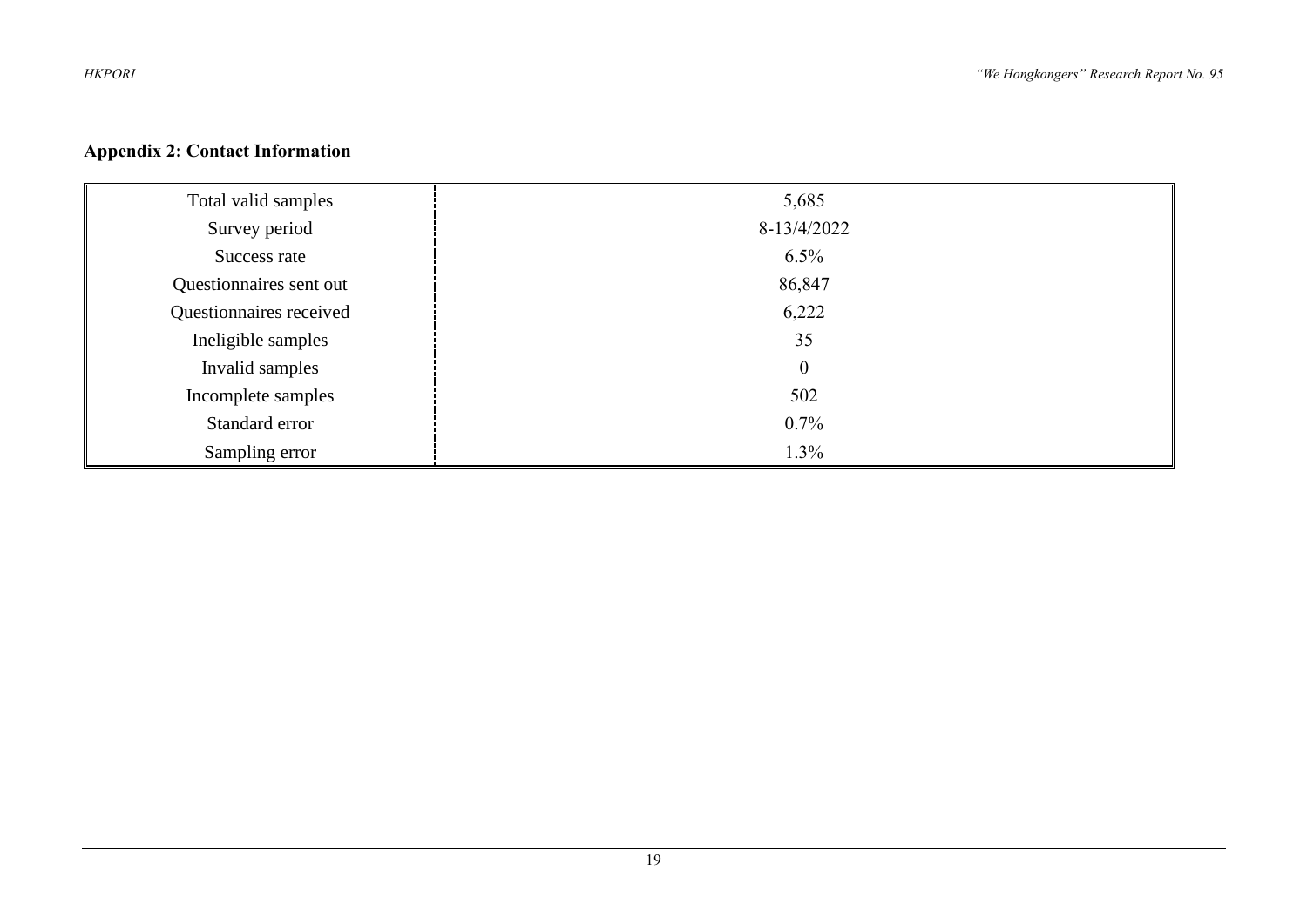## Appendix 2: Contact Information

| Total valid samples | 5,685 |
|---|---|
| Survey period | 8-13/4/2022 |
| Success rate | 6.5% |
| Questionnaires sent out | 86,847 |
| Questionnaires received | 6,222 |
| Ineligible samples | 35 |
| Invalid samples | 0 |
| Incomplete samples | 502 |
| Standard error | 0.7% |
| Sampling error | 1.3% |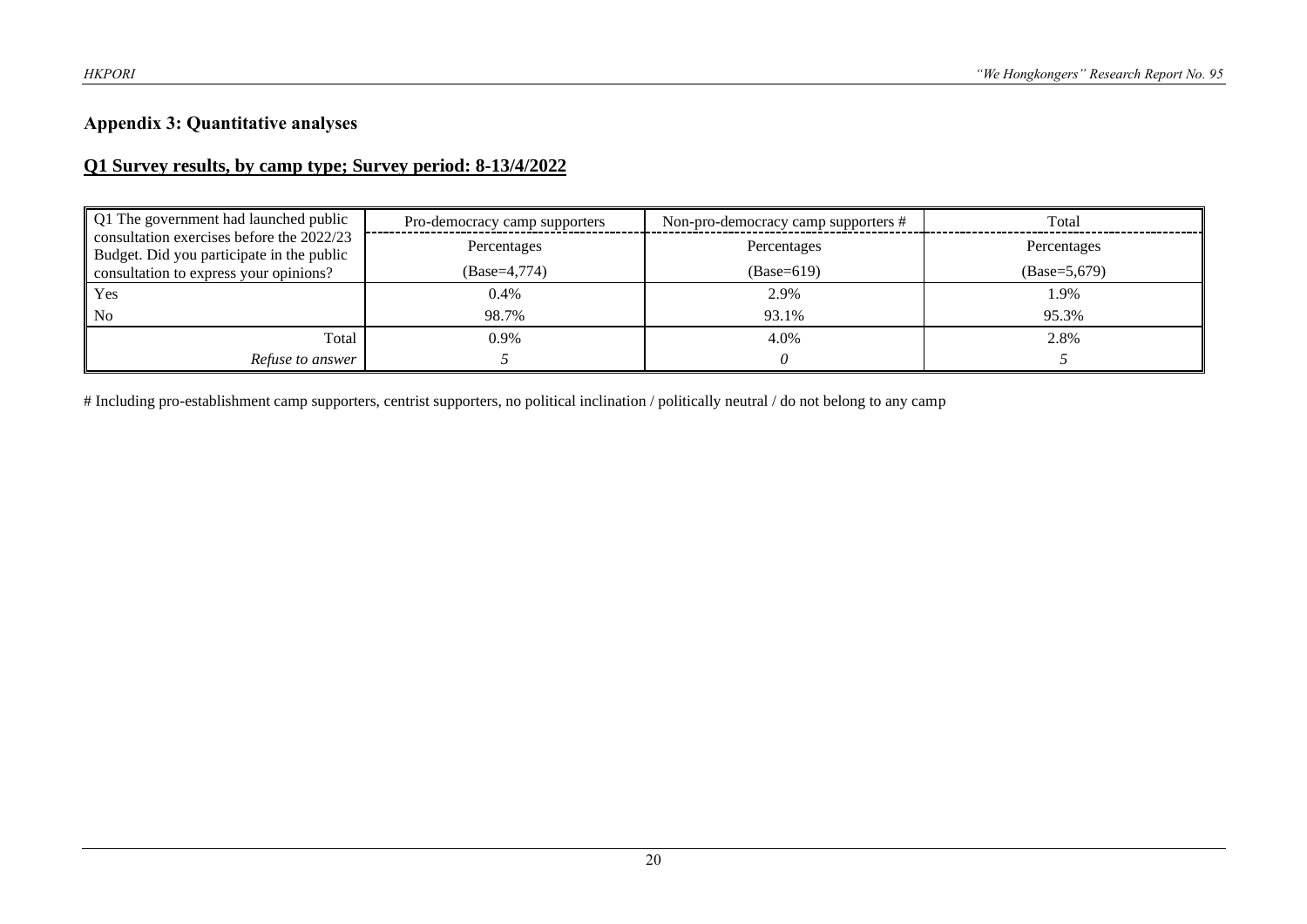## Appendix 3: Quantitative analyses

### Q1 Survey results, by camp type; Survey period: 8-13/4/2022

| Q1 The government had launched public consultation exercises before the 2022/23 Budget. Did you participate in the public consultation to express your opinions? | Pro-democracy camp supporters | Non-pro-democracy camp supporters # | Total |
|---|---|---|---|
| | Percentages (Base=4,774) | Percentages (Base=619) | Percentages (Base=5,679) |
| Yes | 0.4% | 2.9% | 1.9% |
| No | 98.7% | 93.1% | 95.3% |
| Total | 0.9% | 4.0% | 2.8% |
| *Refuse to answer* | *5* | *0* | *5* |

# Including pro-establishment camp supporters, centrist supporters, no political inclination / politically neutral / do not belong to any camp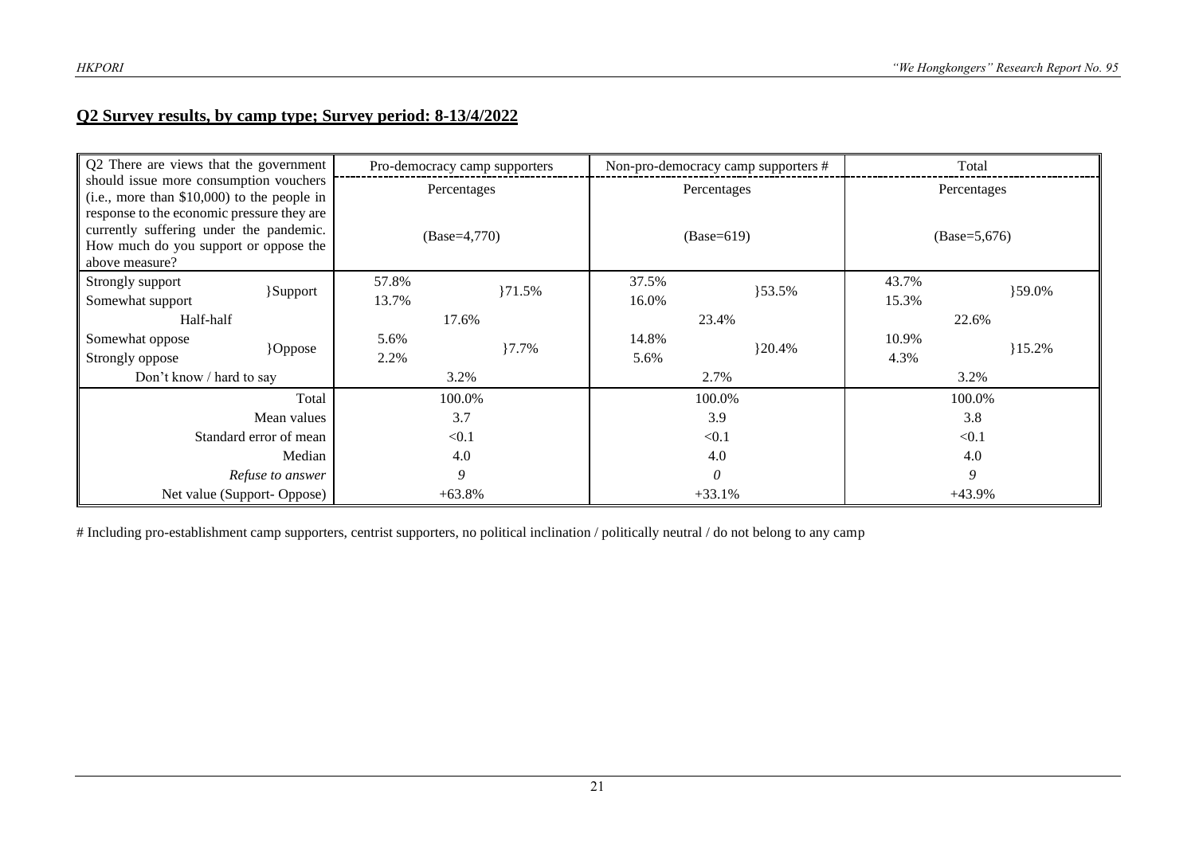## Q2 Survey results, by camp type; Survey period: 8-13/4/2022

| Q2 There are views that the government should issue more consumption vouchers (i.e., more than $10,000) to the people in response to the economic pressure they are currently suffering under the pandemic. How much do you support or oppose the above measure? | | Pro-democracy camp supporters | | Non-pro-democracy camp supporters # | | Total | |
|---|---|---|---|---|---|---|---|
| | | Percentages (Base=4,770) | | Percentages (Base=619) | | Percentages (Base=5,676) | |
| Strongly support | }Support | 57.8% | }71.5% | 37.5% | }53.5% | 43.7% | }59.0% |
| Somewhat support | | 13.7% | | 16.0% | | 15.3% | |
| Half-half | | 17.6% | | 23.4% | | 22.6% | |
| Somewhat oppose | }Oppose | 5.6% | }7.7% | 14.8% | }20.4% | 10.9% | }15.2% |
| Strongly oppose | | 2.2% | | 5.6% | | 4.3% | |
| Don't know / hard to say | | 3.2% | | 2.7% | | 3.2% | |
| Total | | 100.0% | | 100.0% | | 100.0% | |
| Mean values | | 3.7 | | 3.9 | | 3.8 | |
| Standard error of mean | | <0.1 | | <0.1 | | <0.1 | |
| Median | | 4.0 | | 4.0 | | 4.0 | |
| *Refuse to answer* | | *9* | | *0* | | *9* | |
| Net value (Support- Oppose) | | +63.8% | | +33.1% | | +43.9% | |

# Including pro-establishment camp supporters, centrist supporters, no political inclination / politically neutral / do not belong to any camp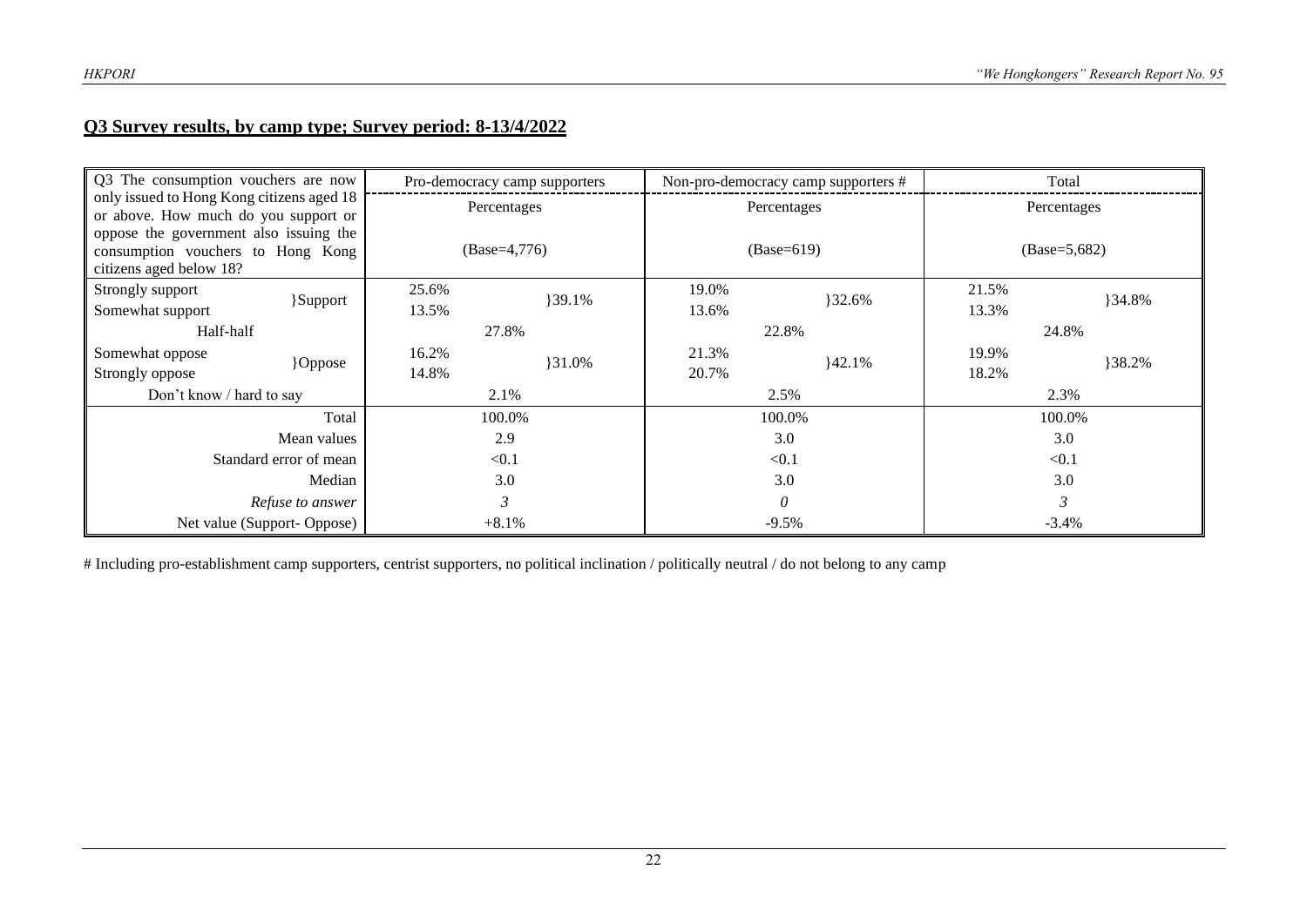## Q3 Survey results, by camp type; Survey period: 8-13/4/2022

| Q3 The consumption vouchers are now only issued to Hong Kong citizens aged 18 or above. How much do you support or oppose the government also issuing the consumption vouchers to Hong Kong citizens aged below 18? | | Pro-democracy camp supporters | | Non-pro-democracy camp supporters # | | Total | |
|---|---|---|---|---|---|---|---|
| | | Percentages (Base=4,776) | | Percentages (Base=619) | | Percentages (Base=5,682) | |
| Strongly support | }Support | 25.6% | }39.1% | 19.0% | }32.6% | 21.5% | }34.8% |
| Somewhat support | | 13.5% | | 13.6% | | 13.3% | |
| Half-half | | 27.8% | | 22.8% | | 24.8% | |
| Somewhat oppose | }Oppose | 16.2% | }31.0% | 21.3% | }42.1% | 19.9% | }38.2% |
| Strongly oppose | | 14.8% | | 20.7% | | 18.2% | |
| Don't know / hard to say | | 2.1% | | 2.5% | | 2.3% | |
| Total | | 100.0% | | 100.0% | | 100.0% | |
| Mean values | | 2.9 | | 3.0 | | 3.0 | |
| Standard error of mean | | <0.1 | | <0.1 | | <0.1 | |
| Median | | 3.0 | | 3.0 | | 3.0 | |
| *Refuse to answer* | | *3* | | *0* | | *3* | |
| Net value (Support- Oppose) | | +8.1% | | -9.5% | | -3.4% | |

# Including pro-establishment camp supporters, centrist supporters, no political inclination / politically neutral / do not belong to any camp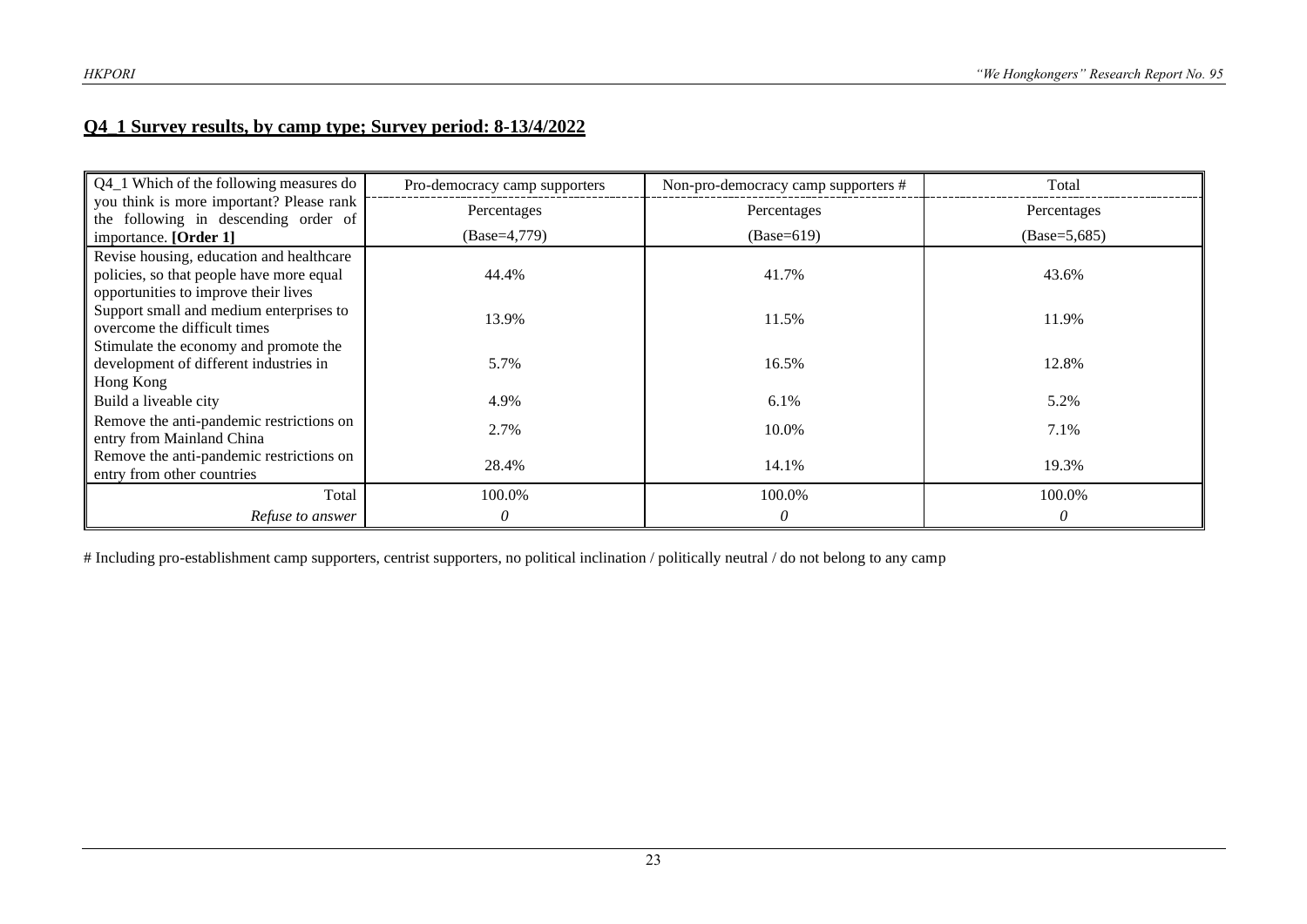## Q4_1 Survey results, by camp type; Survey period: 8-13/4/2022

| Q4_1 Which of the following measures do you think is more important? Please rank the following in descending order of importance. **[Order 1]** | Pro-democracy camp supporters | Non-pro-democracy camp supporters # | Total |
|---|---|---|---|
| | Percentages | Percentages | Percentages |
| | (Base=4,779) | (Base=619) | (Base=5,685) |
| Revise housing, education and healthcare policies, so that people have more equal opportunities to improve their lives | 44.4% | 41.7% | 43.6% |
| Support small and medium enterprises to overcome the difficult times | 13.9% | 11.5% | 11.9% |
| Stimulate the economy and promote the development of different industries in Hong Kong | 5.7% | 16.5% | 12.8% |
| Build a liveable city | 4.9% | 6.1% | 5.2% |
| Remove the anti-pandemic restrictions on entry from Mainland China | 2.7% | 10.0% | 7.1% |
| Remove the anti-pandemic restrictions on entry from other countries | 28.4% | 14.1% | 19.3% |
| Total | 100.0% | 100.0% | 100.0% |
| *Refuse to answer* | *0* | *0* | *0* |

# Including pro-establishment camp supporters, centrist supporters, no political inclination / politically neutral / do not belong to any camp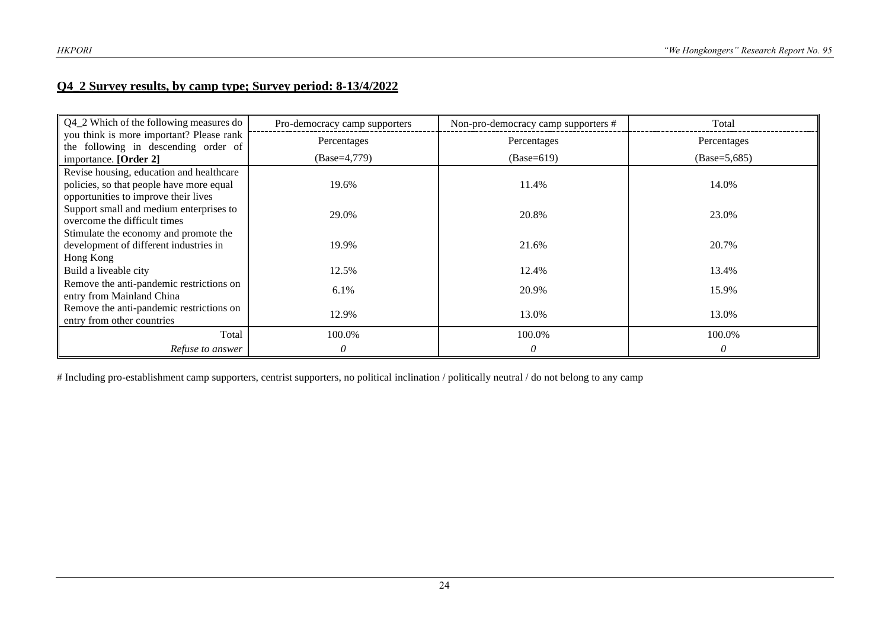## Q4_2 Survey results, by camp type; Survey period: 8-13/4/2022

| Q4_2 Which of the following measures do you think is more important? Please rank the following in descending order of importance. **[Order 2]** | Pro-democracy camp supporters | Non-pro-democracy camp supporters # | Total |
|---|---|---|---|
| | Percentages | Percentages | Percentages |
| | (Base=4,779) | (Base=619) | (Base=5,685) |
| Revise housing, education and healthcare policies, so that people have more equal opportunities to improve their lives | 19.6% | 11.4% | 14.0% |
| Support small and medium enterprises to overcome the difficult times | 29.0% | 20.8% | 23.0% |
| Stimulate the economy and promote the development of different industries in Hong Kong | 19.9% | 21.6% | 20.7% |
| Build a liveable city | 12.5% | 12.4% | 13.4% |
| Remove the anti-pandemic restrictions on entry from Mainland China | 6.1% | 20.9% | 15.9% |
| Remove the anti-pandemic restrictions on entry from other countries | 12.9% | 13.0% | 13.0% |
| Total | 100.0% | 100.0% | 100.0% |
| *Refuse to answer* | *0* | *0* | *0* |

# Including pro-establishment camp supporters, centrist supporters, no political inclination / politically neutral / do not belong to any camp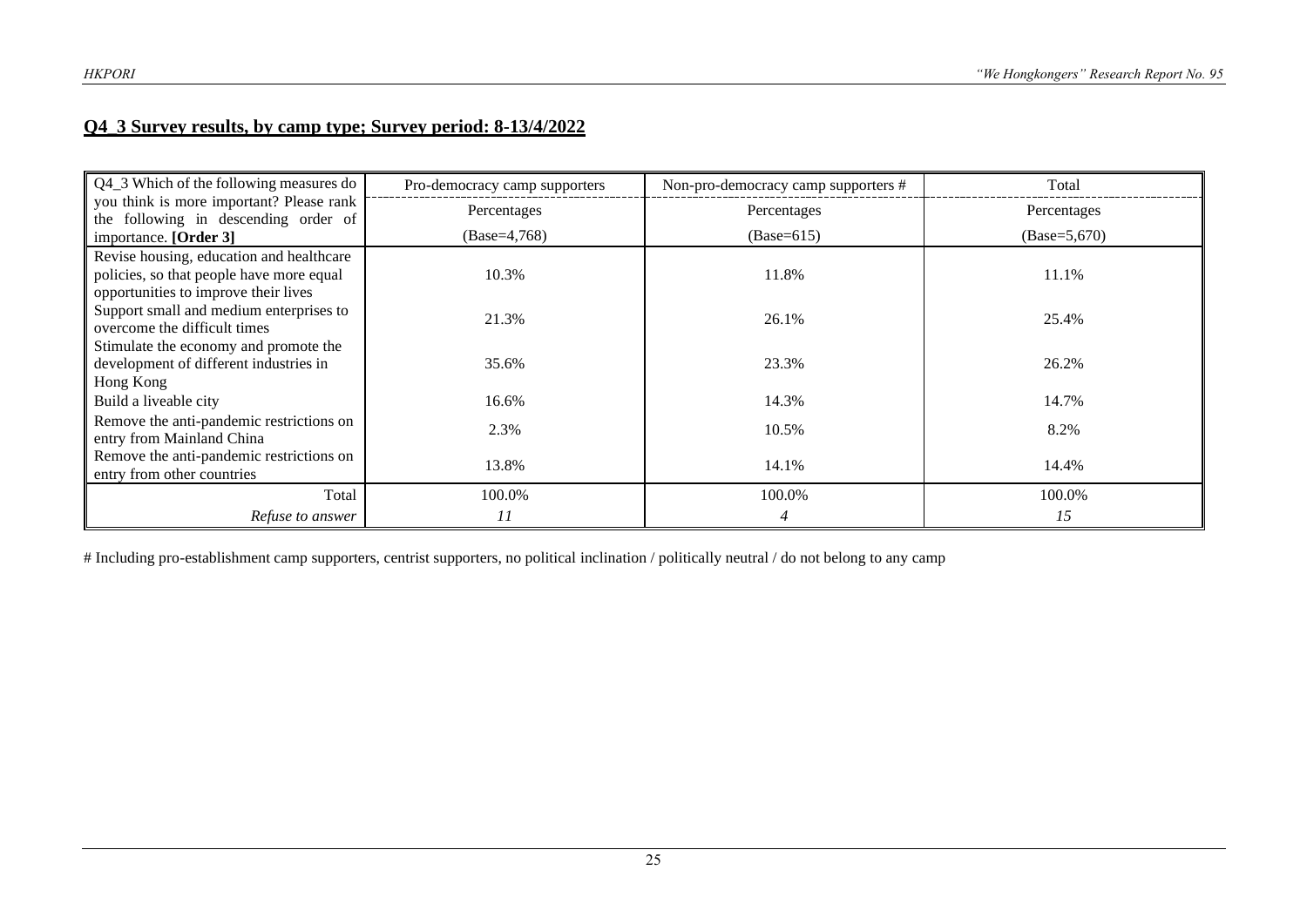## Q4_3 Survey results, by camp type; Survey period: 8-13/4/2022

| Q4_3 Which of the following measures do you think is more important? Please rank the following in descending order of importance. **[Order 3]** | Pro-democracy camp supporters | Non-pro-democracy camp supporters # | Total |
|---|---|---|---|
| | Percentages | Percentages | Percentages |
| | (Base=4,768) | (Base=615) | (Base=5,670) |
| Revise housing, education and healthcare policies, so that people have more equal opportunities to improve their lives | 10.3% | 11.8% | 11.1% |
| Support small and medium enterprises to overcome the difficult times | 21.3% | 26.1% | 25.4% |
| Stimulate the economy and promote the development of different industries in Hong Kong | 35.6% | 23.3% | 26.2% |
| Build a liveable city | 16.6% | 14.3% | 14.7% |
| Remove the anti-pandemic restrictions on entry from Mainland China | 2.3% | 10.5% | 8.2% |
| Remove the anti-pandemic restrictions on entry from other countries | 13.8% | 14.1% | 14.4% |
| Total | 100.0% | 100.0% | 100.0% |
| *Refuse to answer* | *11* | *4* | *15* |

# Including pro-establishment camp supporters, centrist supporters, no political inclination / politically neutral / do not belong to any camp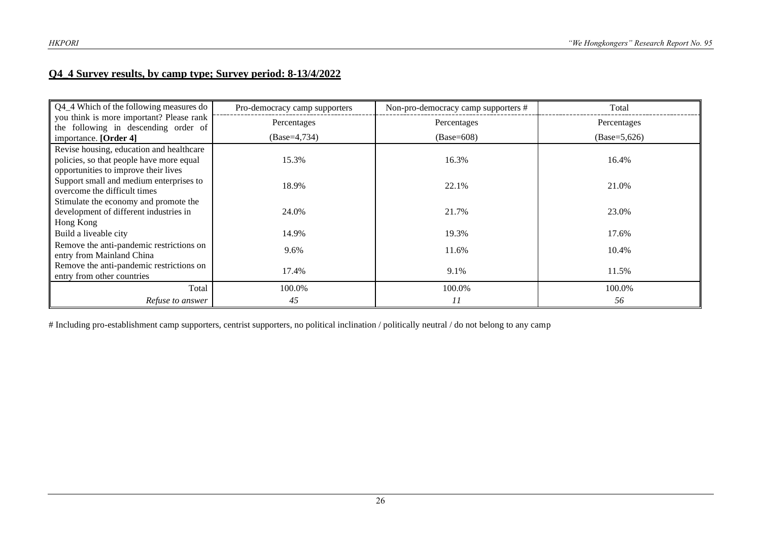## Q4_4 Survey results, by camp type; Survey period: 8-13/4/2022

| Q4_4 Which of the following measures do you think is more important? Please rank the following in descending order of importance. **[Order 4]** | Pro-democracy camp supporters | Non-pro-democracy camp supporters # | Total |
|---|---|---|---|
| | Percentages | Percentages | Percentages |
| | (Base=4,734) | (Base=608) | (Base=5,626) |
| Revise housing, education and healthcare policies, so that people have more equal opportunities to improve their lives | 15.3% | 16.3% | 16.4% |
| Support small and medium enterprises to overcome the difficult times | 18.9% | 22.1% | 21.0% |
| Stimulate the economy and promote the development of different industries in Hong Kong | 24.0% | 21.7% | 23.0% |
| Build a liveable city | 14.9% | 19.3% | 17.6% |
| Remove the anti-pandemic restrictions on entry from Mainland China | 9.6% | 11.6% | 10.4% |
| Remove the anti-pandemic restrictions on entry from other countries | 17.4% | 9.1% | 11.5% |
| Total | 100.0% | 100.0% | 100.0% |
| *Refuse to answer* | *45* | *11* | *56* |

# Including pro-establishment camp supporters, centrist supporters, no political inclination / politically neutral / do not belong to any camp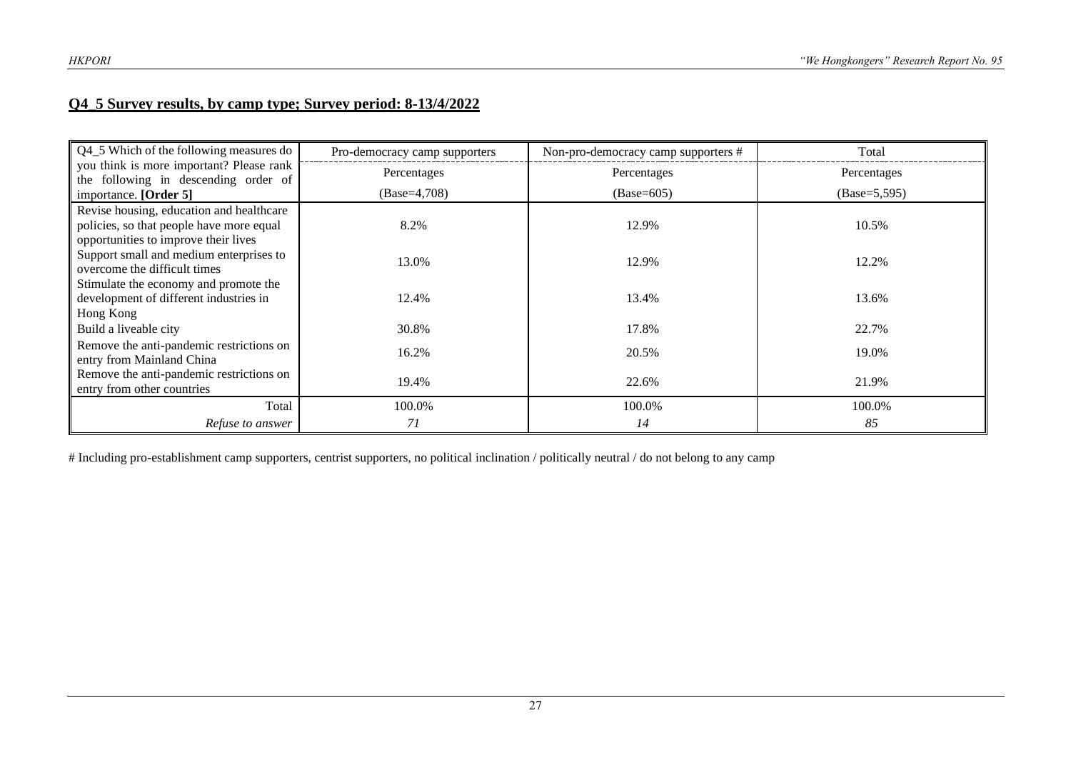## Q4_5 Survey results, by camp type; Survey period: 8-13/4/2022

| Q4_5 Which of the following measures do you think is more important? Please rank the following in descending order of importance. **[Order 5]** | Pro-democracy camp supporters | Non-pro-democracy camp supporters # | Total |
|---|---|---|---|
| | Percentages | Percentages | Percentages |
| | (Base=4,708) | (Base=605) | (Base=5,595) |
| Revise housing, education and healthcare policies, so that people have more equal opportunities to improve their lives | 8.2% | 12.9% | 10.5% |
| Support small and medium enterprises to overcome the difficult times | 13.0% | 12.9% | 12.2% |
| Stimulate the economy and promote the development of different industries in Hong Kong | 12.4% | 13.4% | 13.6% |
| Build a liveable city | 30.8% | 17.8% | 22.7% |
| Remove the anti-pandemic restrictions on entry from Mainland China | 16.2% | 20.5% | 19.0% |
| Remove the anti-pandemic restrictions on entry from other countries | 19.4% | 22.6% | 21.9% |
| Total | 100.0% | 100.0% | 100.0% |
| *Refuse to answer* | *71* | *14* | *85* |

# Including pro-establishment camp supporters, centrist supporters, no political inclination / politically neutral / do not belong to any camp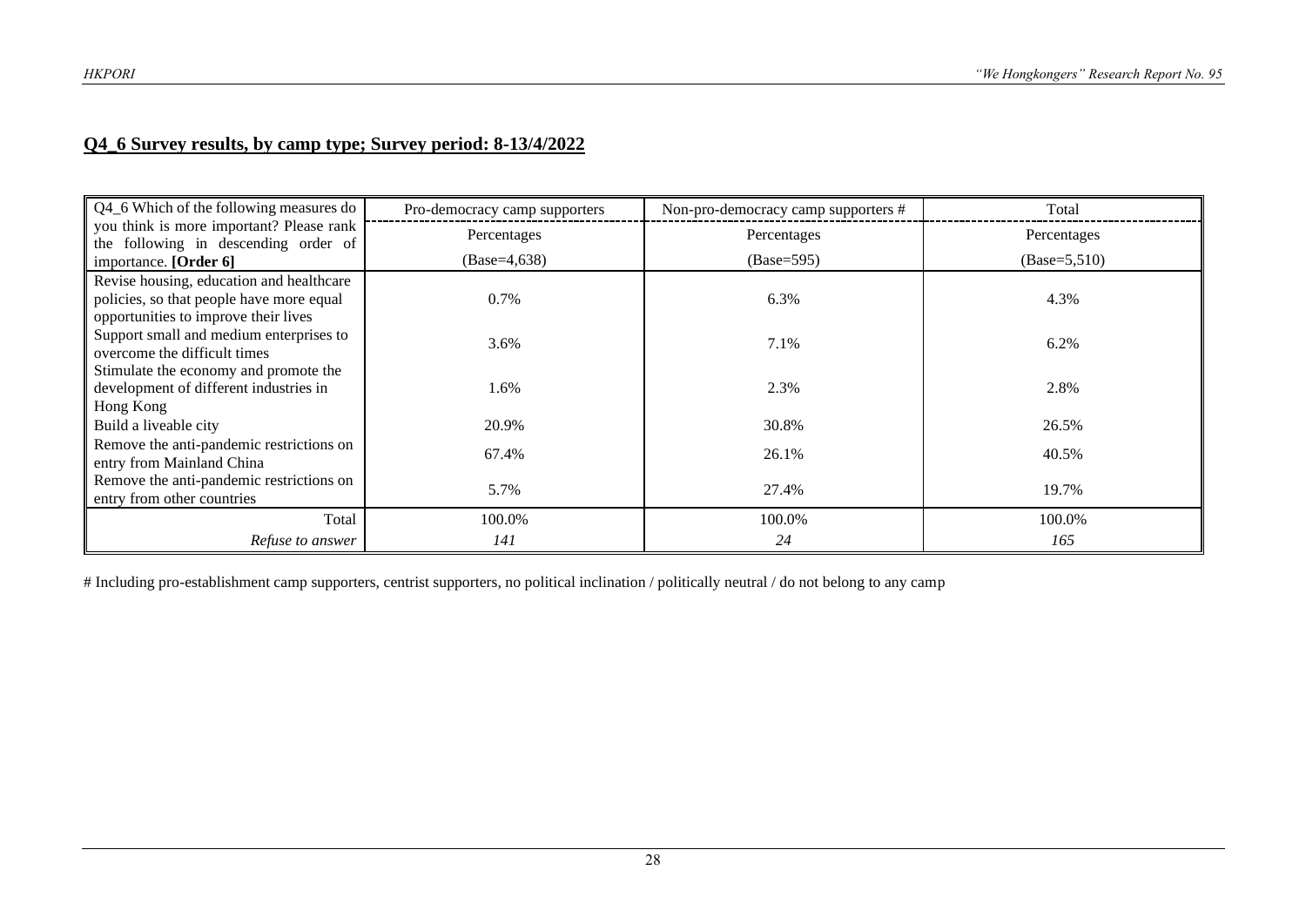## **Q4_6 Survey results, by camp type; Survey period: 8-13/4/2022**

| Q4_6 Which of the following measures do you think is more important? Please rank the following in descending order of importance. **[Order 6]** | Pro-democracy camp supporters | Non-pro-democracy camp supporters # | Total |
|---|---|---|---|
| | Percentages | Percentages | Percentages |
| | (Base=4,638) | (Base=595) | (Base=5,510) |
| Revise housing, education and healthcare policies, so that people have more equal opportunities to improve their lives | 0.7% | 6.3% | 4.3% |
| Support small and medium enterprises to overcome the difficult times | 3.6% | 7.1% | 6.2% |
| Stimulate the economy and promote the development of different industries in Hong Kong | 1.6% | 2.3% | 2.8% |
| Build a liveable city | 20.9% | 30.8% | 26.5% |
| Remove the anti-pandemic restrictions on entry from Mainland China | 67.4% | 26.1% | 40.5% |
| Remove the anti-pandemic restrictions on entry from other countries | 5.7% | 27.4% | 19.7% |
| Total | 100.0% | 100.0% | 100.0% |
| *Refuse to answer* | *141* | *24* | *165* |

# Including pro-establishment camp supporters, centrist supporters, no political inclination / politically neutral / do not belong to any camp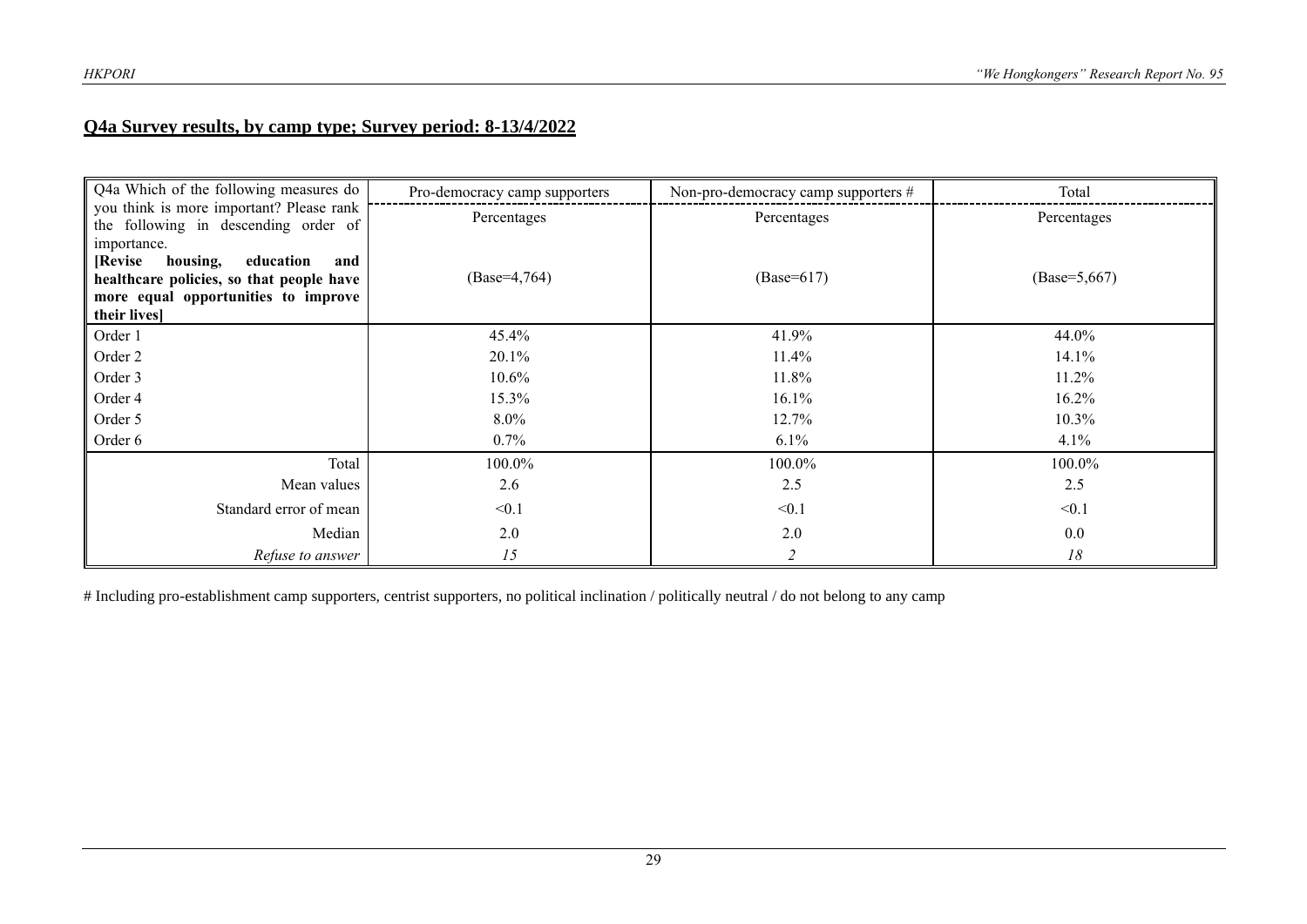## Q4a Survey results, by camp type; Survey period: 8-13/4/2022

| Q4a Which of the following measures do you think is more important? Please rank the following in descending order of importance. **[Revise housing, education and healthcare policies, so that people have more equal opportunities to improve their lives]** | Pro-democracy camp supporters | Non-pro-democracy camp supporters # | Total |
|---|---|---|---|
| | Percentages | Percentages | Percentages |
| | (Base=4,764) | (Base=617) | (Base=5,667) |
| Order 1 | 45.4% | 41.9% | 44.0% |
| Order 2 | 20.1% | 11.4% | 14.1% |
| Order 3 | 10.6% | 11.8% | 11.2% |
| Order 4 | 15.3% | 16.1% | 16.2% |
| Order 5 | 8.0% | 12.7% | 10.3% |
| Order 6 | 0.7% | 6.1% | 4.1% |
| Total | 100.0% | 100.0% | 100.0% |
| Mean values | 2.6 | 2.5 | 2.5 |
| Standard error of mean | <0.1 | <0.1 | <0.1 |
| Median | 2.0 | 2.0 | 0.0 |
| *Refuse to answer* | *15* | *2* | *18* |

# Including pro-establishment camp supporters, centrist supporters, no political inclination / politically neutral / do not belong to any camp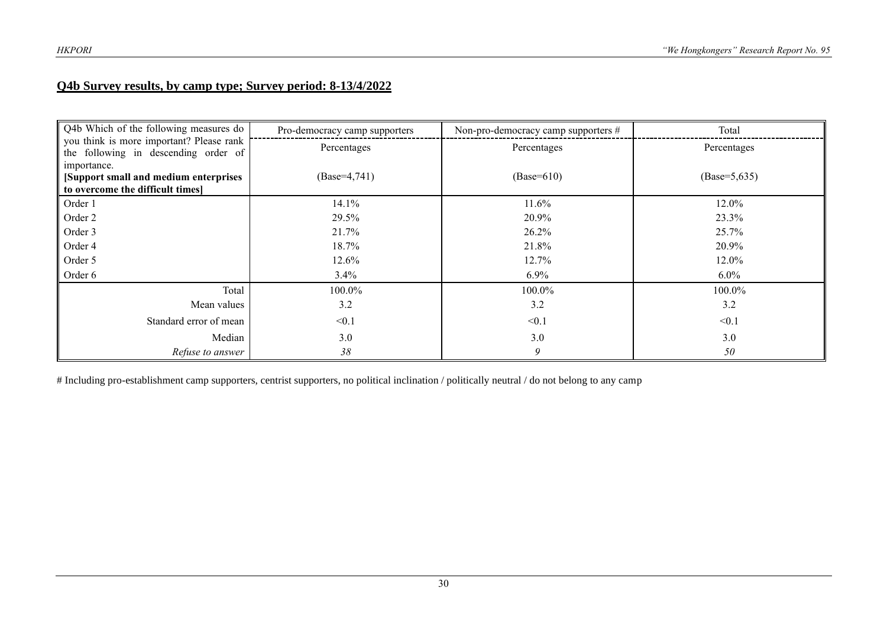## Q4b Survey results, by camp type; Survey period: 8-13/4/2022

| Q4b Which of the following measures do you think is more important? Please rank the following in descending order of importance. **[Support small and medium enterprises to overcome the difficult times]** | Pro-democracy camp supporters | Non-pro-democracy camp supporters # | Total |
|---|---|---|---|
| | Percentages | Percentages | Percentages |
| | (Base=4,741) | (Base=610) | (Base=5,635) |
| Order 1 | 14.1% | 11.6% | 12.0% |
| Order 2 | 29.5% | 20.9% | 23.3% |
| Order 3 | 21.7% | 26.2% | 25.7% |
| Order 4 | 18.7% | 21.8% | 20.9% |
| Order 5 | 12.6% | 12.7% | 12.0% |
| Order 6 | 3.4% | 6.9% | 6.0% |
| Total | 100.0% | 100.0% | 100.0% |
| Mean values | 3.2 | 3.2 | 3.2 |
| Standard error of mean | <0.1 | <0.1 | <0.1 |
| Median | 3.0 | 3.0 | 3.0 |
| *Refuse to answer* | *38* | *9* | *50* |

# Including pro-establishment camp supporters, centrist supporters, no political inclination / politically neutral / do not belong to any camp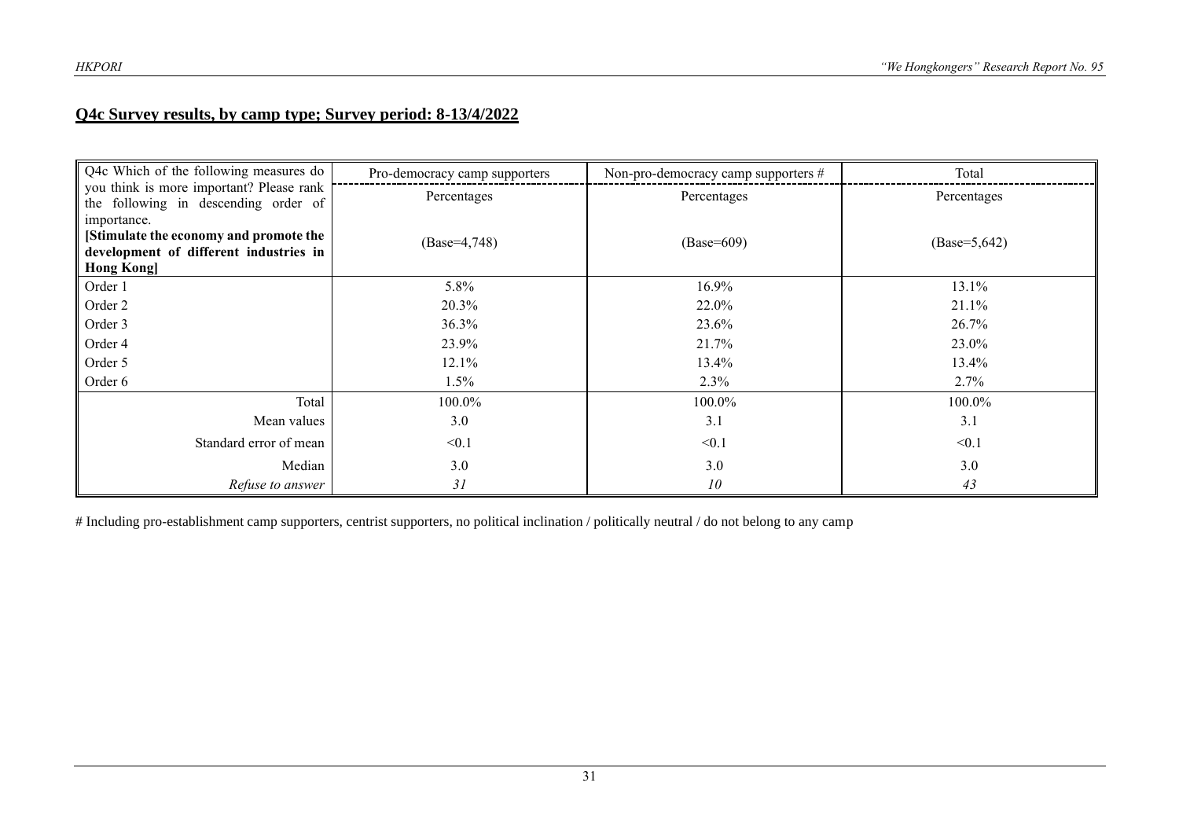## Q4c Survey results, by camp type; Survey period: 8-13/4/2022

| Q4c Which of the following measures do you think is more important? Please rank the following in descending order of importance. **[Stimulate the economy and promote the development of different industries in Hong Kong]** | Pro-democracy camp supporters | Non-pro-democracy camp supporters # | Total |
|---|---|---|---|
| | Percentages | Percentages | Percentages |
| | (Base=4,748) | (Base=609) | (Base=5,642) |
| Order 1 | 5.8% | 16.9% | 13.1% |
| Order 2 | 20.3% | 22.0% | 21.1% |
| Order 3 | 36.3% | 23.6% | 26.7% |
| Order 4 | 23.9% | 21.7% | 23.0% |
| Order 5 | 12.1% | 13.4% | 13.4% |
| Order 6 | 1.5% | 2.3% | 2.7% |
| Total | 100.0% | 100.0% | 100.0% |
| Mean values | 3.0 | 3.1 | 3.1 |
| Standard error of mean | <0.1 | <0.1 | <0.1 |
| Median | 3.0 | 3.0 | 3.0 |
| *Refuse to answer* | *31* | *10* | *43* |

# Including pro-establishment camp supporters, centrist supporters, no political inclination / politically neutral / do not belong to any camp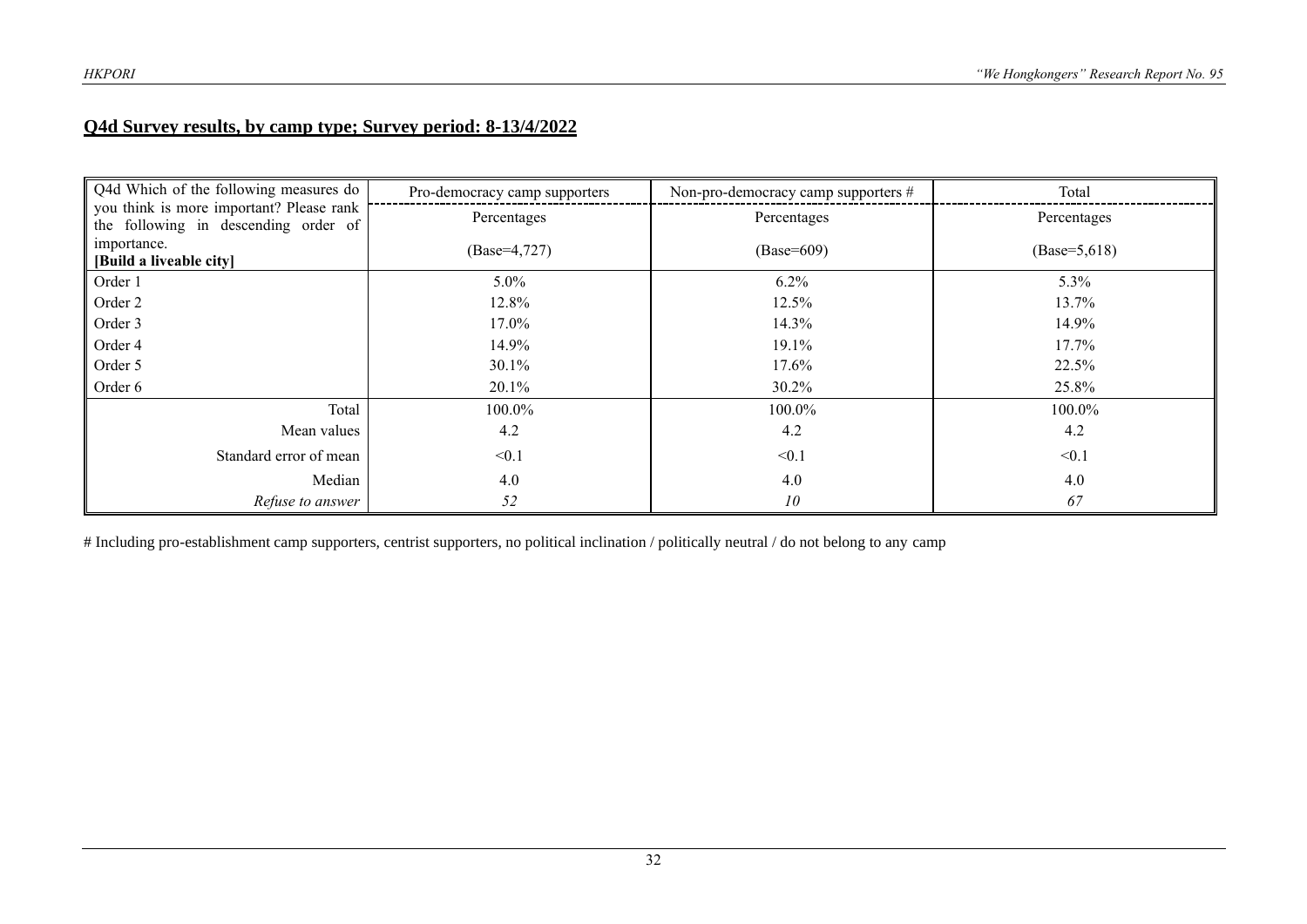## Q4d Survey results, by camp type; Survey period: 8-13/4/2022

| Q4d Which of the following measures do you think is more important? Please rank the following in descending order of importance. **[Build a liveable city]** | Pro-democracy camp supporters | Non-pro-democracy camp supporters # | Total |
|---|---|---|---|
| | Percentages | Percentages | Percentages |
| | (Base=4,727) | (Base=609) | (Base=5,618) |
| Order 1 | 5.0% | 6.2% | 5.3% |
| Order 2 | 12.8% | 12.5% | 13.7% |
| Order 3 | 17.0% | 14.3% | 14.9% |
| Order 4 | 14.9% | 19.1% | 17.7% |
| Order 5 | 30.1% | 17.6% | 22.5% |
| Order 6 | 20.1% | 30.2% | 25.8% |
| Total | 100.0% | 100.0% | 100.0% |
| Mean values | 4.2 | 4.2 | 4.2 |
| Standard error of mean | <0.1 | <0.1 | <0.1 |
| Median | 4.0 | 4.0 | 4.0 |
| *Refuse to answer* | *52* | *10* | *67* |

# Including pro-establishment camp supporters, centrist supporters, no political inclination / politically neutral / do not belong to any camp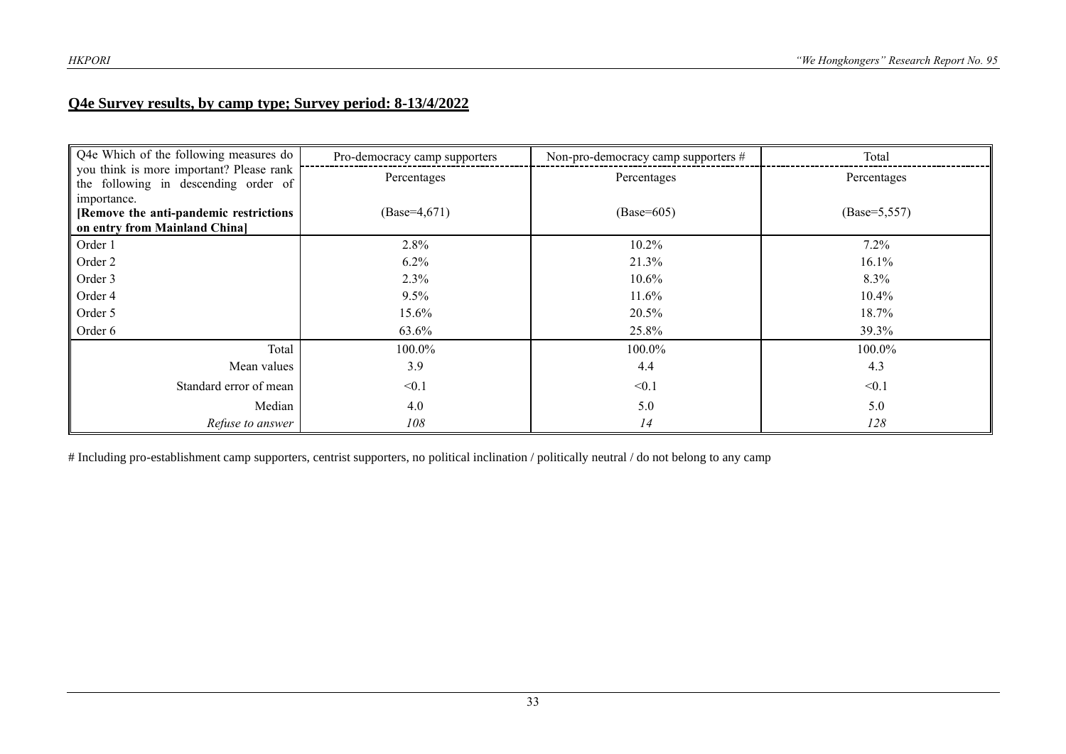## Q4e Survey results, by camp type; Survey period: 8-13/4/2022

| Q4e Which of the following measures do you think is more important? Please rank the following in descending order of importance. **[Remove the anti-pandemic restrictions on entry from Mainland China]** | Pro-democracy camp supporters | Non-pro-democracy camp supporters # | Total |
|---|---|---|---|
| | Percentages | Percentages | Percentages |
| | (Base=4,671) | (Base=605) | (Base=5,557) |
| Order 1 | 2.8% | 10.2% | 7.2% |
| Order 2 | 6.2% | 21.3% | 16.1% |
| Order 3 | 2.3% | 10.6% | 8.3% |
| Order 4 | 9.5% | 11.6% | 10.4% |
| Order 5 | 15.6% | 20.5% | 18.7% |
| Order 6 | 63.6% | 25.8% | 39.3% |
| Total | 100.0% | 100.0% | 100.0% |
| Mean values | 3.9 | 4.4 | 4.3 |
| Standard error of mean | <0.1 | <0.1 | <0.1 |
| Median | 4.0 | 5.0 | 5.0 |
| *Refuse to answer* | *108* | *14* | *128* |

# Including pro-establishment camp supporters, centrist supporters, no political inclination / politically neutral / do not belong to any camp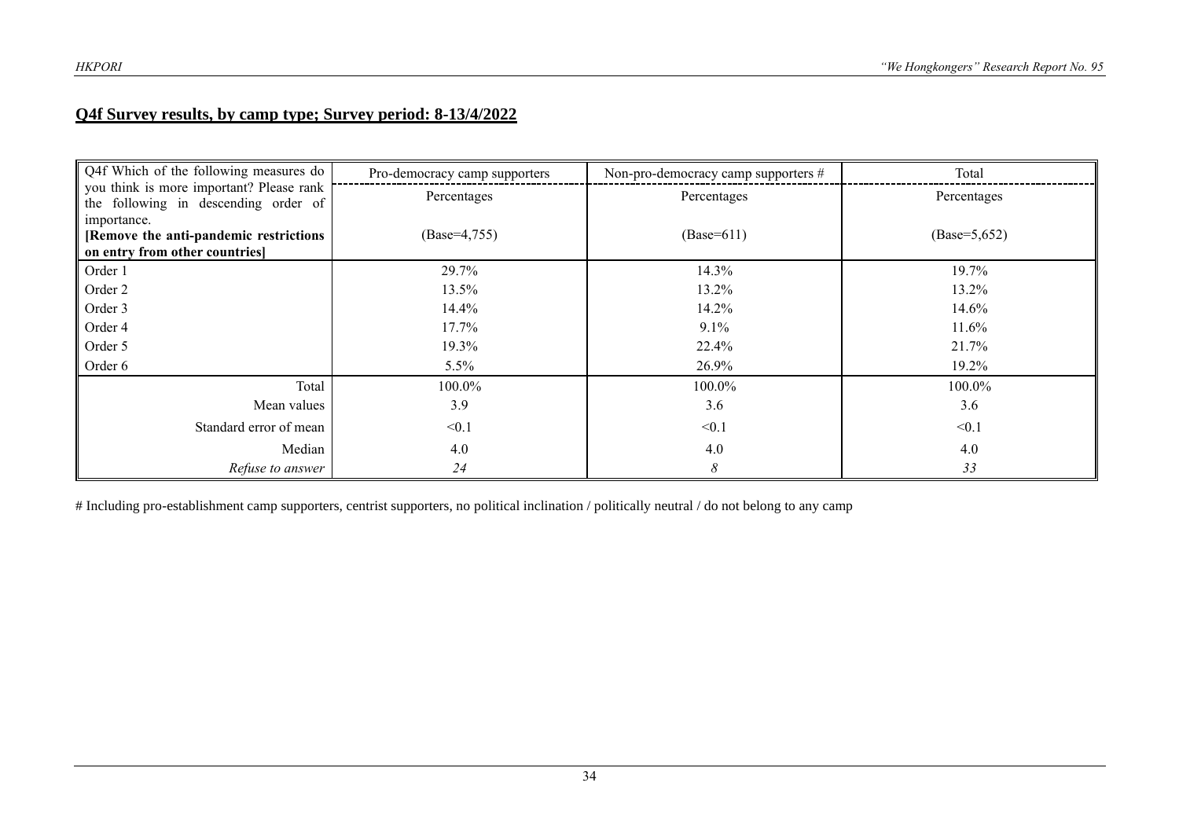## Q4f Survey results, by camp type; Survey period: 8-13/4/2022

| Q4f Which of the following measures do you think is more important? Please rank the following in descending order of importance. **[Remove the anti-pandemic restrictions on entry from other countries]** | Pro-democracy camp supporters | Non-pro-democracy camp supporters # | Total |
|---|---|---|---|
| | Percentages | Percentages | Percentages |
| | (Base=4,755) | (Base=611) | (Base=5,652) |
| Order 1 | 29.7% | 14.3% | 19.7% |
| Order 2 | 13.5% | 13.2% | 13.2% |
| Order 3 | 14.4% | 14.2% | 14.6% |
| Order 4 | 17.7% | 9.1% | 11.6% |
| Order 5 | 19.3% | 22.4% | 21.7% |
| Order 6 | 5.5% | 26.9% | 19.2% |
| Total | 100.0% | 100.0% | 100.0% |
| Mean values | 3.9 | 3.6 | 3.6 |
| Standard error of mean | <0.1 | <0.1 | <0.1 |
| Median | 4.0 | 4.0 | 4.0 |
| *Refuse to answer* | *24* | *8* | *33* |

# Including pro-establishment camp supporters, centrist supporters, no political inclination / politically neutral / do not belong to any camp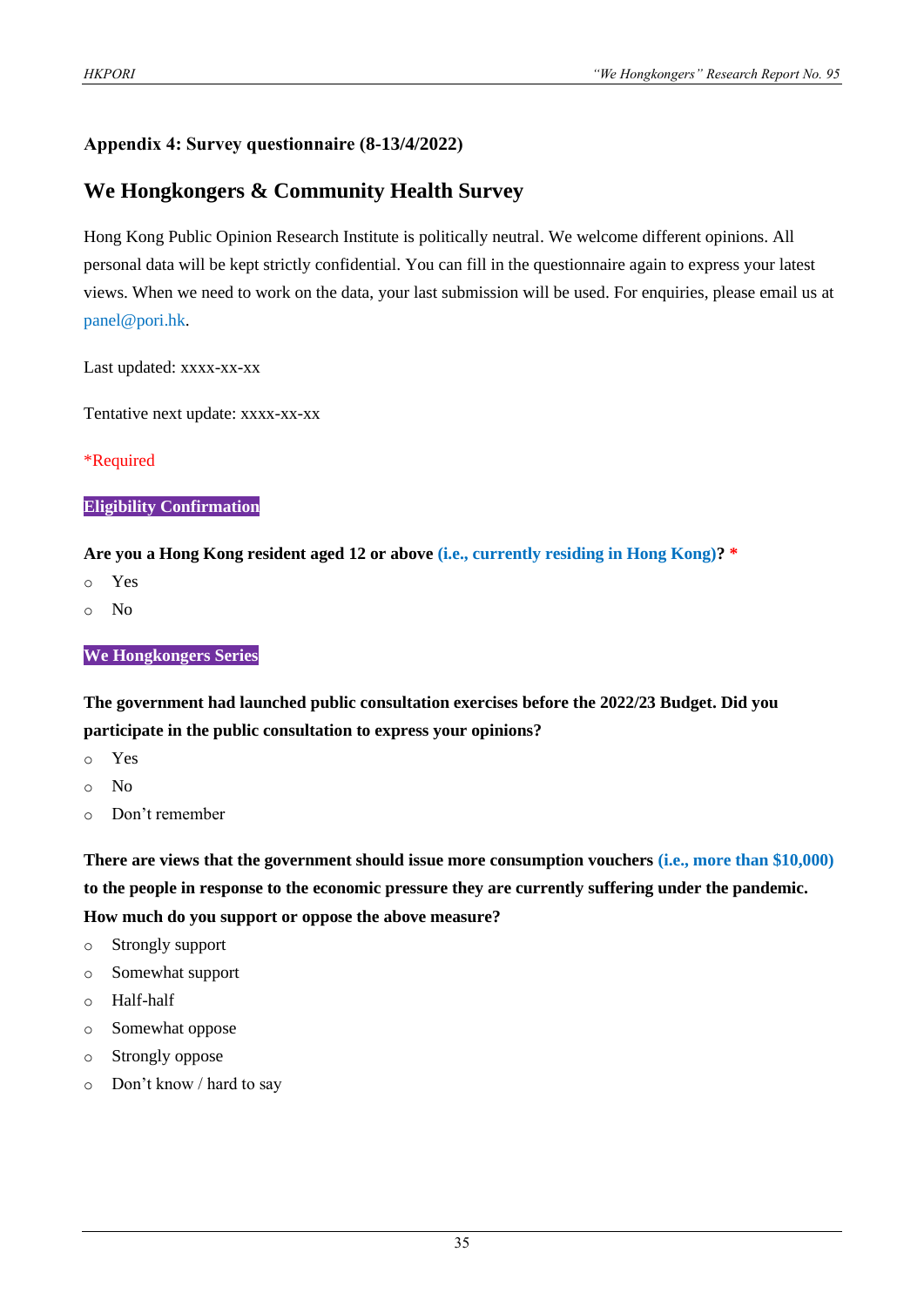### Appendix 4: Survey questionnaire (8-13/4/2022)

## We Hongkongers & Community Health Survey

Hong Kong Public Opinion Research Institute is politically neutral. We welcome different opinions. All personal data will be kept strictly confidential. You can fill in the questionnaire again to express your latest views. When we need to work on the data, your last submission will be used. For enquiries, please email us at panel@pori.hk.

Last updated: xxxx-xx-xx

Tentative next update: xxxx-xx-xx

*Required

**Eligibility Confirmation**

**Are you a Hong Kong resident aged 12 or above (i.e., currently residing in Hong Kong)? ***

- Yes
- No

**We Hongkongers Series**

**The government had launched public consultation exercises before the 2022/23 Budget. Did you participate in the public consultation to express your opinions?**

- Yes
- No
- Don't remember

**There are views that the government should issue more consumption vouchers (i.e., more than $10,000) to the people in response to the economic pressure they are currently suffering under the pandemic. How much do you support or oppose the above measure?**

- Strongly support
- Somewhat support
- Half-half
- Somewhat oppose
- Strongly oppose
- Don't know / hard to say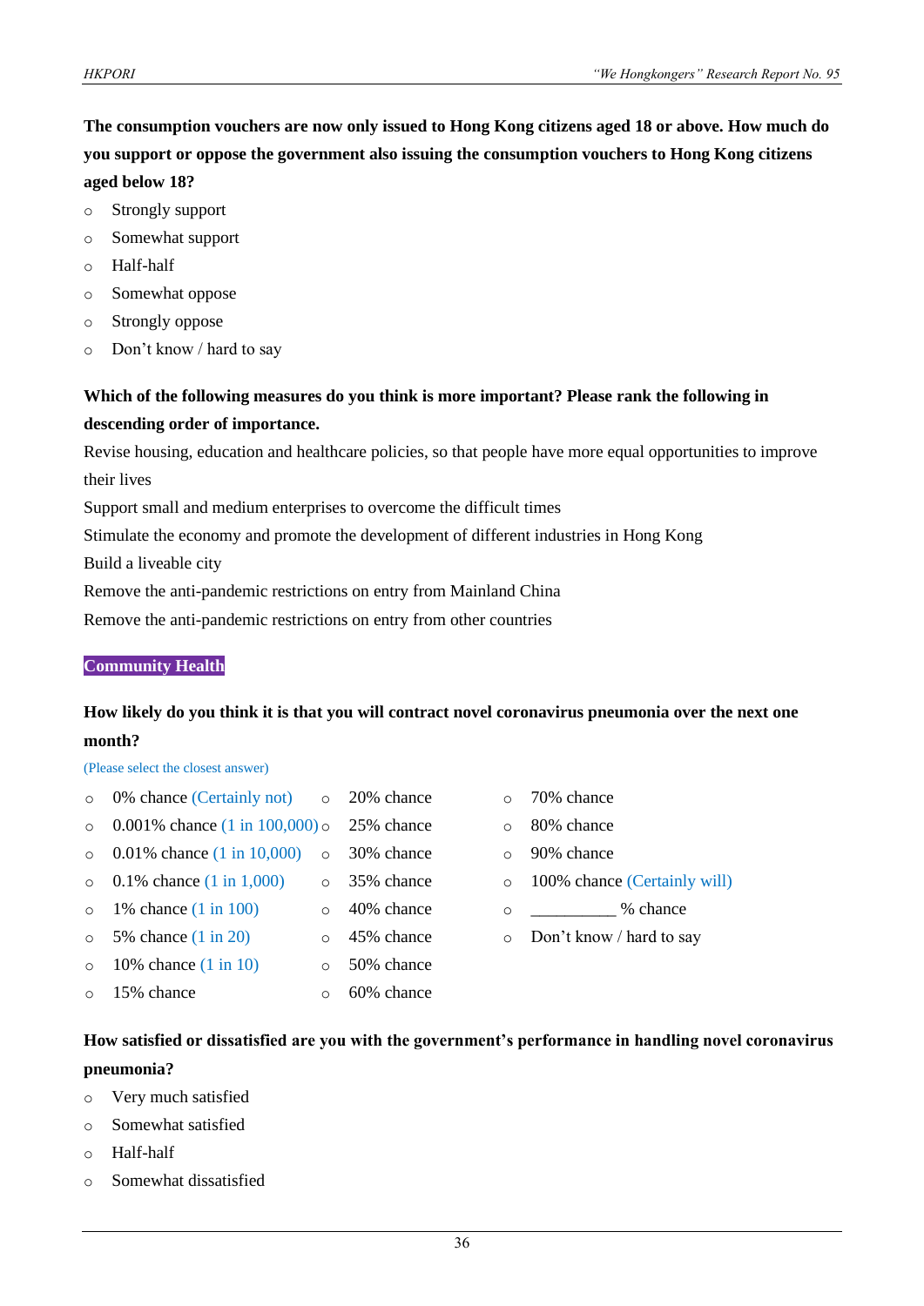**The consumption vouchers are now only issued to Hong Kong citizens aged 18 or above. How much do you support or oppose the government also issuing the consumption vouchers to Hong Kong citizens aged below 18?**

- Strongly support
- Somewhat support
- Half-half
- Somewhat oppose
- Strongly oppose
- Don't know / hard to say

**Which of the following measures do you think is more important? Please rank the following in descending order of importance.**

Revise housing, education and healthcare policies, so that people have more equal opportunities to improve their lives

Support small and medium enterprises to overcome the difficult times

Stimulate the economy and promote the development of different industries in Hong Kong

Build a liveable city

Remove the anti-pandemic restrictions on entry from Mainland China

Remove the anti-pandemic restrictions on entry from other countries

**Community Health**

**How likely do you think it is that you will contract novel coronavirus pneumonia over the next one month?**

(Please select the closest answer)

- 0% chance (Certainly not)
- 0.001% chance (1 in 100,000)
- 0.01% chance (1 in 10,000)
- 0.1% chance (1 in 1,000)
- 1% chance (1 in 100)
- 5% chance (1 in 20)
- 10% chance (1 in 10)
- 15% chance
- 20% chance
- 25% chance
- 30% chance
- 35% chance
- 40% chance
- 45% chance
- 50% chance
- 60% chance
- 70% chance
- 80% chance
- 90% chance
- 100% chance (Certainly will)
- __________ % chance
- Don't know / hard to say

**How satisfied or dissatisfied are you with the government's performance in handling novel coronavirus pneumonia?**

- Very much satisfied
- Somewhat satisfied
- Half-half
- Somewhat dissatisfied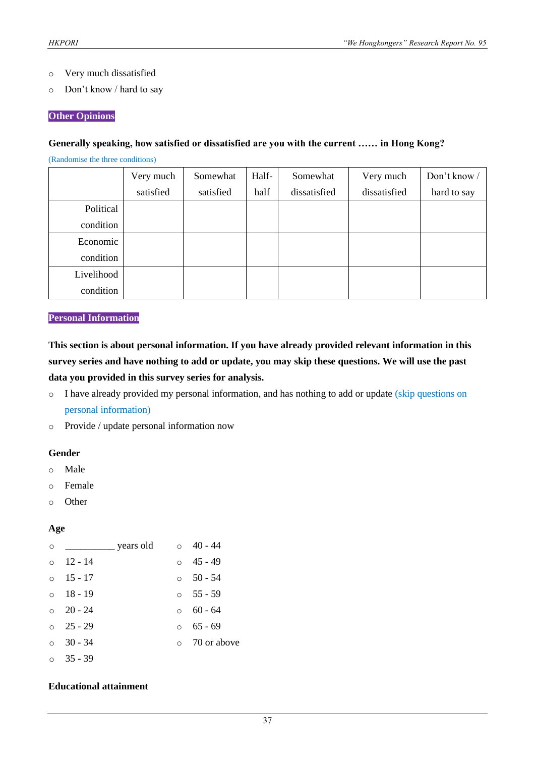- Very much dissatisfied
- Don't know / hard to say

**Other Opinions**

**Generally speaking, how satisfied or dissatisfied are you with the current …… in Hong Kong?**

(Randomise the three conditions)

| | Very much satisfied | Somewhat satisfied | Half-half | Somewhat dissatisfied | Very much dissatisfied | Don't know / hard to say |
|---|---|---|---|---|---|---|
| Political condition | | | | | | |
| Economic condition | | | | | | |
| Livelihood condition | | | | | | |

**Personal Information**

**This section is about personal information. If you have already provided relevant information in this survey series and have nothing to add or update, you may skip these questions. We will use the past data you provided in this survey series for analysis.**

- I have already provided my personal information, and has nothing to add or update (skip questions on personal information)
- Provide / update personal information now

**Gender**

- Male
- Female
- Other

**Age**

- __________ years old
- 12 - 14
- 15 - 17
- 18 - 19
- 20 - 24
- 25 - 29
- 30 - 34
- 35 - 39
- 40 - 44
- 45 - 49
- 50 - 54
- 55 - 59
- 60 - 64
- 65 - 69
- 70 or above

**Educational attainment**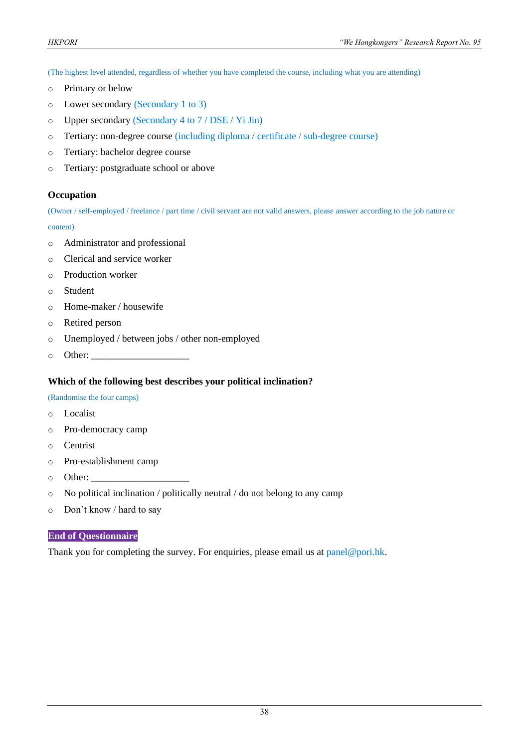(The highest level attended, regardless of whether you have completed the course, including what you are attending)

- ○ Primary or below
- ○ Lower secondary (Secondary 1 to 3)
- ○ Upper secondary (Secondary 4 to 7 / DSE / Yi Jin)
- ○ Tertiary: non-degree course (including diploma / certificate / sub-degree course)
- ○ Tertiary: bachelor degree course
- ○ Tertiary: postgraduate school or above

**Occupation**

(Owner / self-employed / freelance / part time / civil servant are not valid answers, please answer according to the job nature or content)

- ○ Administrator and professional
- ○ Clerical and service worker
- ○ Production worker
- ○ Student
- ○ Home-maker / housewife
- ○ Retired person
- ○ Unemployed / between jobs / other non-employed
- ○ Other: ____________________

**Which of the following best describes your political inclination?**

(Randomise the four camps)

- ○ Localist
- ○ Pro-democracy camp
- ○ Centrist
- ○ Pro-establishment camp
- ○ Other: ____________________
- ○ No political inclination / politically neutral / do not belong to any camp
- ○ Don't know / hard to say

**End of Questionnaire**

Thank you for completing the survey. For enquiries, please email us at panel@pori.hk.